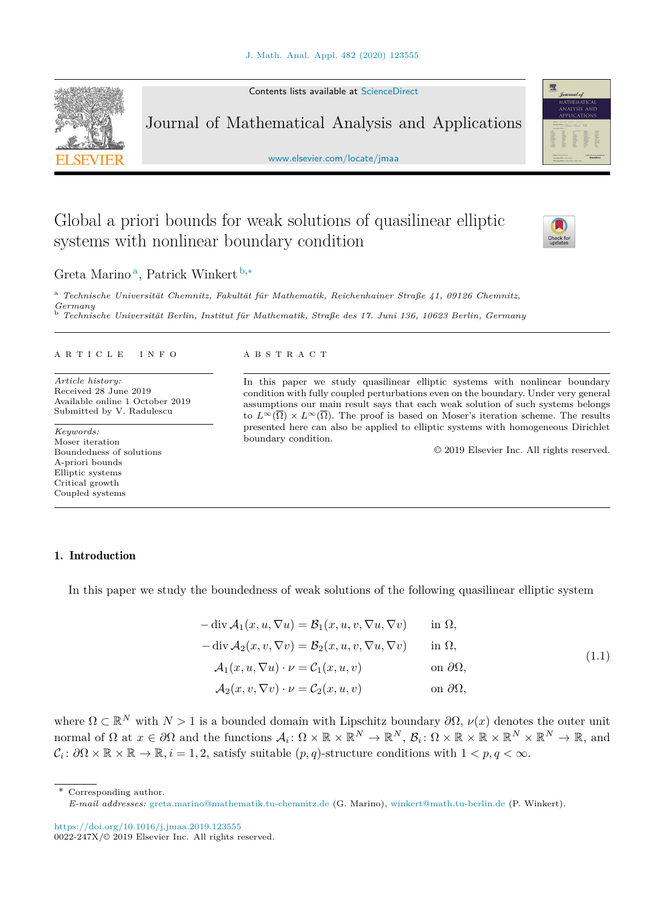# Global a priori bounds for weak solutions of quasilinear elliptic systems with nonlinear boundary condition

Greta Marino [a], Patrick Winkert [b,*]

[a] *Technische Universität Chemnitz, Fakultät für Mathematik, Reichenhainer Straße 41, 09126 Chemnitz, Germany*

[b] *Technische Universität Berlin, Institut für Mathematik, Straße des 17. Juni 136, 10623 Berlin, Germany*

ARTICLE INFO

*Article history:*
Received 28 June 2019
Available online 1 October 2019
Submitted by V. Radulescu

*Keywords:*
Moser iteration
Boundedness of solutions
A-priori bounds
Elliptic systems
Critical growth
Coupled systems

ABSTRACT

In this paper we study quasilinear elliptic systems with nonlinear boundary condition with fully coupled perturbations even on the boundary. Under very general assumptions our main result says that each weak solution of such systems belongs to $L^\infty(\overline{\Omega}) \times L^\infty(\overline{\Omega})$. The proof is based on Moser's iteration scheme. The results presented here can also be applied to elliptic systems with homogeneous Dirichlet boundary condition.

© 2019 Elsevier Inc. All rights reserved.

## 1. Introduction

In this paper we study the boundedness of weak solutions of the following quasilinear elliptic system

$$
\begin{aligned}
-\operatorname{div} \mathcal{A}_1(x, u, \nabla u) &= \mathcal{B}_1(x, u, v, \nabla u, \nabla v) && \text{in } \Omega,\\
-\operatorname{div} \mathcal{A}_2(x, v, \nabla v) &= \mathcal{B}_2(x, u, v, \nabla u, \nabla v) && \text{in } \Omega,\\
\mathcal{A}_1(x, u, \nabla u) \cdot \nu &= \mathcal{C}_1(x, u, v) && \text{on } \partial\Omega,\\
\mathcal{A}_2(x, v, \nabla v) \cdot \nu &= \mathcal{C}_2(x, u, v) && \text{on } \partial\Omega,
\end{aligned}
\tag{1.1}
$$

where $\Omega \subset \mathbb{R}^N$ with $N > 1$ is a bounded domain with Lipschitz boundary $\partial\Omega$, $\nu(x)$ denotes the outer unit normal of $\Omega$ at $x \in \partial\Omega$ and the functions $\mathcal{A}_i \colon \Omega \times \mathbb{R} \times \mathbb{R}^N \to \mathbb{R}^N$, $\mathcal{B}_i \colon \Omega \times \mathbb{R} \times \mathbb{R} \times \mathbb{R}^N \times \mathbb{R}^N \to \mathbb{R}$, and $\mathcal{C}_i \colon \partial\Omega \times \mathbb{R} \times \mathbb{R} \to \mathbb{R}$, $i = 1, 2$, satisfy suitable $(p, q)$-structure conditions with $1 < p, q < \infty$.

\* Corresponding author.
*E-mail addresses:* greta.marino@mathematik.tu-chemnitz.de (G. Marino), winkert@math.tu-berlin.de (P. Winkert).

https://doi.org/10.1016/j.jmaa.2019.123555
0022-247X/© 2019 Elsevier Inc. All rights reserved.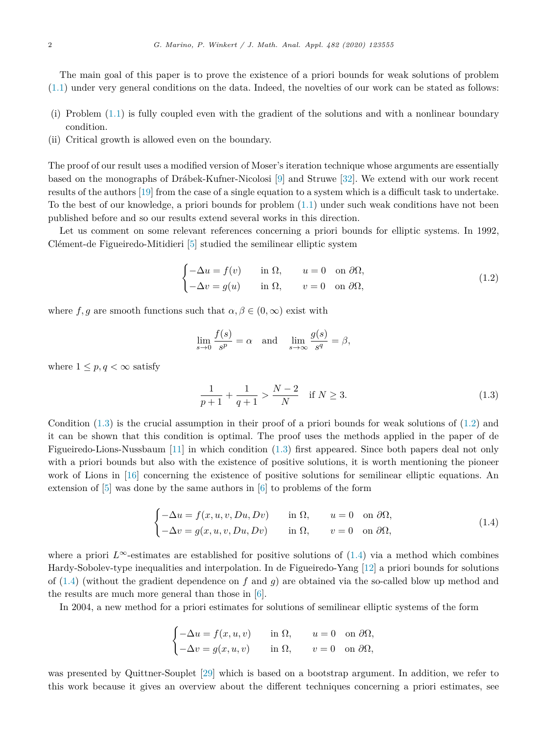The main goal of this paper is to prove the existence of a priori bounds for weak solutions of problem (1.1) under very general conditions on the data. Indeed, the novelties of our work can be stated as follows:

- (i) Problem (1.1) is fully coupled even with the gradient of the solutions and with a nonlinear boundary condition.
- (ii) Critical growth is allowed even on the boundary.

The proof of our result uses a modified version of Moser's iteration technique whose arguments are essentially based on the monographs of Drábek-Kufner-Nicolosi [9] and Struwe [32]. We extend with our work recent results of the authors [19] from the case of a single equation to a system which is a difficult task to undertake. To the best of our knowledge, a priori bounds for problem (1.1) under such weak conditions have not been published before and so our results extend several works in this direction.

Let us comment on some relevant references concerning a priori bounds for elliptic systems. In 1992, Clément-de Figueiredo-Mitidieri [5] studied the semilinear elliptic system

$$\begin{cases} -\Delta u = f(v) & \text{in } \Omega, \qquad u = 0 \quad \text{on } \partial\Omega, \\ -\Delta v = g(u) & \text{in } \Omega, \qquad v = 0 \quad \text{on } \partial\Omega, \end{cases} \tag{1.2}$$

where $f, g$ are smooth functions such that $\alpha, \beta \in (0, \infty)$ exist with

$$\lim_{s \to 0} \frac{f(s)}{s^p} = \alpha \quad \text{and} \quad \lim_{s \to \infty} \frac{g(s)}{s^q} = \beta,$$

where $1 \leq p, q < \infty$ satisfy

$$\frac{1}{p+1} + \frac{1}{q+1} > \frac{N-2}{N} \quad \text{if } N \geq 3. \tag{1.3}$$

Condition (1.3) is the crucial assumption in their proof of a priori bounds for weak solutions of (1.2) and it can be shown that this condition is optimal. The proof uses the methods applied in the paper of de Figueiredo-Lions-Nussbaum [11] in which condition (1.3) first appeared. Since both papers deal not only with a priori bounds but also with the existence of positive solutions, it is worth mentioning the pioneer work of Lions in [16] concerning the existence of positive solutions for semilinear elliptic equations. An extension of [5] was done by the same authors in [6] to problems of the form

$$\begin{cases} -\Delta u = f(x, u, v, Du, Dv) & \text{in } \Omega, \qquad u = 0 \quad \text{on } \partial\Omega, \\ -\Delta v = g(x, u, v, Du, Dv) & \text{in } \Omega, \qquad v = 0 \quad \text{on } \partial\Omega, \end{cases} \tag{1.4}$$

where a priori $L^\infty$-estimates are established for positive solutions of (1.4) via a method which combines Hardy-Sobolev-type inequalities and interpolation. In de Figueiredo-Yang [12] a priori bounds for solutions of (1.4) (without the gradient dependence on $f$ and $g$) are obtained via the so-called blow up method and the results are much more general than those in [6].

In 2004, a new method for a priori estimates for solutions of semilinear elliptic systems of the form

$$\begin{cases} -\Delta u = f(x, u, v) & \text{in } \Omega, \qquad u = 0 \quad \text{on } \partial\Omega, \\ -\Delta v = g(x, u, v) & \text{in } \Omega, \qquad v = 0 \quad \text{on } \partial\Omega, \end{cases}$$

was presented by Quittner-Souplet [29] which is based on a bootstrap argument. In addition, we refer to this work because it gives an overview about the different techniques concerning a priori estimates, see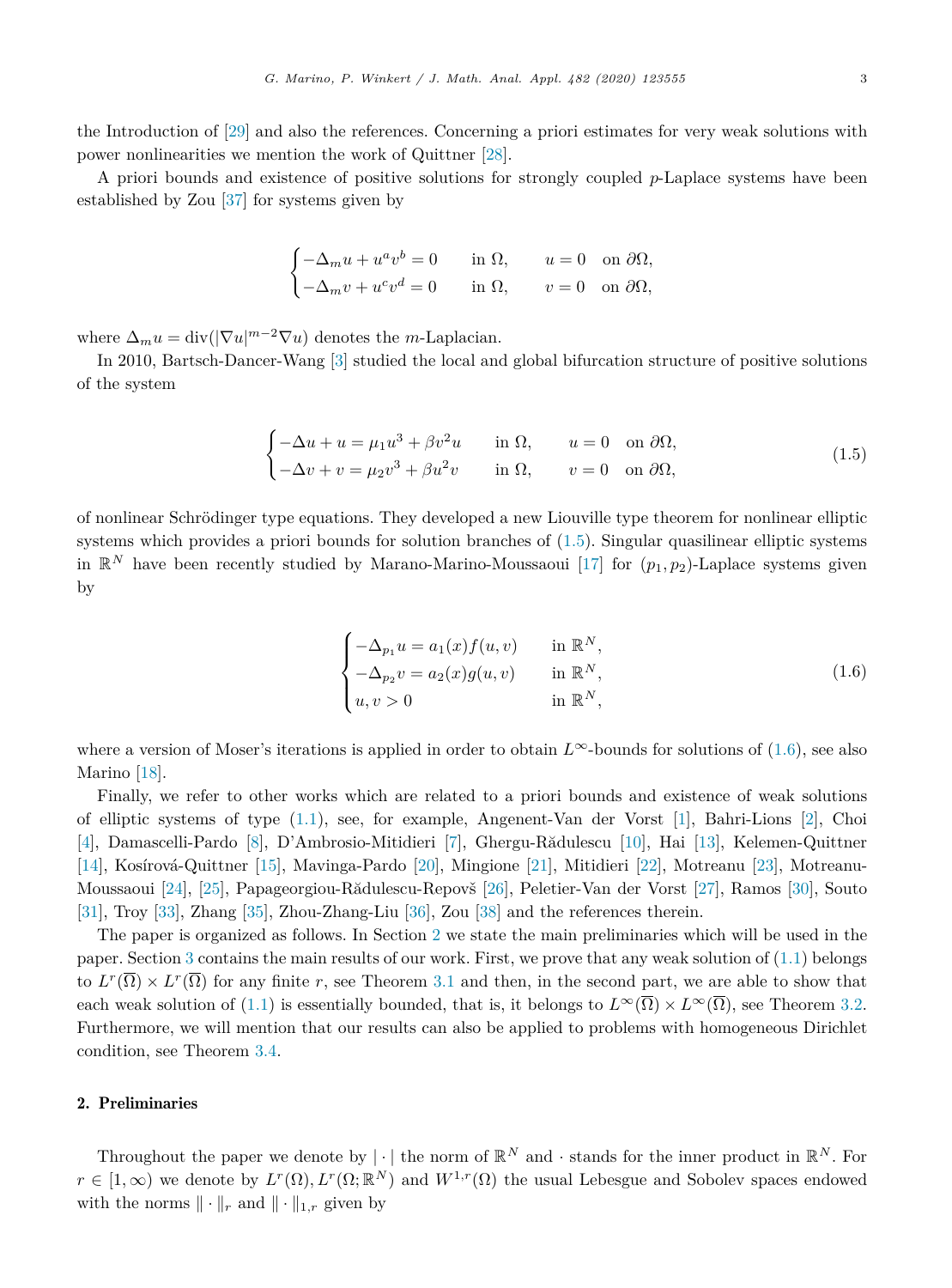the Introduction of [29] and also the references. Concerning a priori estimates for very weak solutions with power nonlinearities we mention the work of Quittner [28].

A priori bounds and existence of positive solutions for strongly coupled $p$-Laplace systems have been established by Zou [37] for systems given by

$$
\begin{cases}
-\Delta_m u + u^a v^b = 0 & \text{in } \Omega, \qquad u = 0 \quad \text{on } \partial\Omega,\\
-\Delta_m v + u^c v^d = 0 & \text{in } \Omega, \qquad v = 0 \quad \text{on } \partial\Omega,
\end{cases}
$$

where $\Delta_m u = \operatorname{div}(|\nabla u|^{m-2}\nabla u)$ denotes the $m$-Laplacian.

In 2010, Bartsch-Dancer-Wang [3] studied the local and global bifurcation structure of positive solutions of the system

$$
\begin{cases}
-\Delta u + u = \mu_1 u^3 + \beta v^2 u & \text{in } \Omega, \qquad u = 0 \quad \text{on } \partial\Omega,\\
-\Delta v + v = \mu_2 v^3 + \beta u^2 v & \text{in } \Omega, \qquad v = 0 \quad \text{on } \partial\Omega,
\end{cases}
\tag{1.5}
$$

of nonlinear Schrödinger type equations. They developed a new Liouville type theorem for nonlinear elliptic systems which provides a priori bounds for solution branches of (1.5). Singular quasilinear elliptic systems in $\mathbb{R}^N$ have been recently studied by Marano-Marino-Moussaoui [17] for $(p_1, p_2)$-Laplace systems given by

$$
\begin{cases}
-\Delta_{p_1} u = a_1(x) f(u,v) & \text{in } \mathbb{R}^N,\\
-\Delta_{p_2} v = a_2(x) g(u,v) & \text{in } \mathbb{R}^N,\\
u, v > 0 & \text{in } \mathbb{R}^N,
\end{cases}
\tag{1.6}
$$

where a version of Moser's iterations is applied in order to obtain $L^\infty$-bounds for solutions of (1.6), see also Marino [18].

Finally, we refer to other works which are related to a priori bounds and existence of weak solutions of elliptic systems of type (1.1), see, for example, Angenent-Van der Vorst [1], Bahri-Lions [2], Choi [4], Damascelli-Pardo [8], D'Ambrosio-Mitidieri [7], Ghergu-Rădulescu [10], Hai [13], Kelemen-Quittner [14], Kosírová-Quittner [15], Mavinga-Pardo [20], Mingione [21], Mitidieri [22], Motreanu [23], Motreanu-Moussaoui [24], [25], Papageorgiou-Rădulescu-Repovš [26], Peletier-Van der Vorst [27], Ramos [30], Souto [31], Troy [33], Zhang [35], Zhou-Zhang-Liu [36], Zou [38] and the references therein.

The paper is organized as follows. In Section 2 we state the main preliminaries which will be used in the paper. Section 3 contains the main results of our work. First, we prove that any weak solution of (1.1) belongs to $L^r(\overline{\Omega}) \times L^r(\overline{\Omega})$ for any finite $r$, see Theorem 3.1 and then, in the second part, we are able to show that each weak solution of (1.1) is essentially bounded, that is, it belongs to $L^\infty(\overline{\Omega}) \times L^\infty(\overline{\Omega})$, see Theorem 3.2. Furthermore, we will mention that our results can also be applied to problems with homogeneous Dirichlet condition, see Theorem 3.4.

## 2. Preliminaries

Throughout the paper we denote by $|\cdot|$ the norm of $\mathbb{R}^N$ and $\cdot$ stands for the inner product in $\mathbb{R}^N$. For $r \in [1, \infty)$ we denote by $L^r(\Omega), L^r(\Omega; \mathbb{R}^N)$ and $W^{1,r}(\Omega)$ the usual Lebesgue and Sobolev spaces endowed with the norms $\|\cdot\|_r$ and $\|\cdot\|_{1,r}$ given by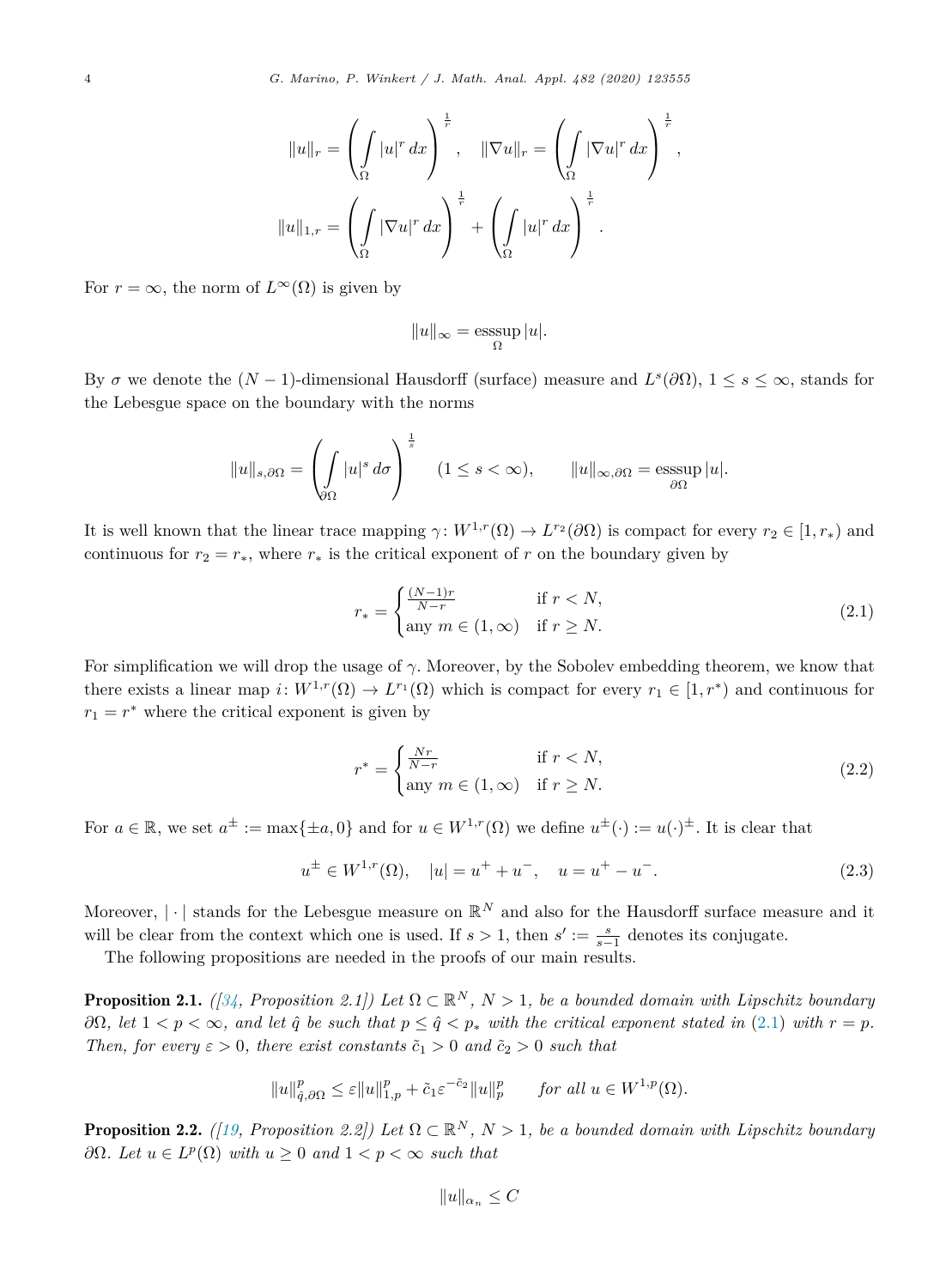$$\|u\|_r = \left( \int_\Omega |u|^r \, dx \right)^{\frac{1}{r}}, \quad \|\nabla u\|_r = \left( \int_\Omega |\nabla u|^r \, dx \right)^{\frac{1}{r}},$$

$$\|u\|_{1,r} = \left( \int_\Omega |\nabla u|^r \, dx \right)^{\frac{1}{r}} + \left( \int_\Omega |u|^r \, dx \right)^{\frac{1}{r}}.$$

For $r = \infty$, the norm of $L^\infty(\Omega)$ is given by

$$\|u\|_\infty = \operatorname*{ess\,sup}_\Omega |u|.$$

By $\sigma$ we denote the $(N-1)$-dimensional Hausdorff (surface) measure and $L^s(\partial\Omega)$, $1 \le s \le \infty$, stands for the Lebesgue space on the boundary with the norms

$$\|u\|_{s,\partial\Omega} = \left( \int_{\partial\Omega} |u|^s \, d\sigma \right)^{\frac{1}{s}} \quad (1 \le s < \infty), \qquad \|u\|_{\infty,\partial\Omega} = \operatorname*{ess\,sup}_{\partial\Omega} |u|.$$

It is well known that the linear trace mapping $\gamma \colon W^{1,r}(\Omega) \to L^{r_2}(\partial\Omega)$ is compact for every $r_2 \in [1, r_*)$ and continuous for $r_2 = r_*$, where $r_*$ is the critical exponent of $r$ on the boundary given by

$$r_* = \begin{cases} \frac{(N-1)r}{N-r} & \text{if } r < N, \\ \text{any } m \in (1,\infty) & \text{if } r \ge N. \end{cases} \tag{2.1}$$

For simplification we will drop the usage of $\gamma$. Moreover, by the Sobolev embedding theorem, we know that there exists a linear map $i \colon W^{1,r}(\Omega) \to L^{r_1}(\Omega)$ which is compact for every $r_1 \in [1, r^*)$ and continuous for $r_1 = r^*$ where the critical exponent is given by

$$r^* = \begin{cases} \frac{Nr}{N-r} & \text{if } r < N, \\ \text{any } m \in (1,\infty) & \text{if } r \ge N. \end{cases} \tag{2.2}$$

For $a \in \mathbb{R}$, we set $a^\pm := \max\{\pm a, 0\}$ and for $u \in W^{1,r}(\Omega)$ we define $u^\pm(\cdot) := u(\cdot)^\pm$. It is clear that

$$u^\pm \in W^{1,r}(\Omega), \quad |u| = u^+ + u^-, \quad u = u^+ - u^-. \tag{2.3}$$

Moreover, $|\cdot|$ stands for the Lebesgue measure on $\mathbb{R}^N$ and also for the Hausdorff surface measure and it will be clear from the context which one is used. If $s > 1$, then $s' := \frac{s}{s-1}$ denotes its conjugate.

The following propositions are needed in the proofs of our main results.

**Proposition 2.1.** *([34, Proposition 2.1]) Let $\Omega \subset \mathbb{R}^N$, $N > 1$, be a bounded domain with Lipschitz boundary $\partial\Omega$, let $1 < p < \infty$, and let $\hat{q}$ be such that $p \le \hat{q} < p_*$ with the critical exponent stated in (2.1) with $r = p$. Then, for every $\varepsilon > 0$, there exist constants $\tilde{c}_1 > 0$ and $\tilde{c}_2 > 0$ such that*

$$\|u\|_{\hat{q},\partial\Omega}^p \le \varepsilon \|u\|_{1,p}^p + \tilde{c}_1 \varepsilon^{-\tilde{c}_2} \|u\|_p^p \qquad \text{for all } u \in W^{1,p}(\Omega).$$

**Proposition 2.2.** *([19, Proposition 2.2]) Let $\Omega \subset \mathbb{R}^N$, $N > 1$, be a bounded domain with Lipschitz boundary $\partial\Omega$. Let $u \in L^p(\Omega)$ with $u \ge 0$ and $1 < p < \infty$ such that*

$$\|u\|_{\alpha_n} \le C$$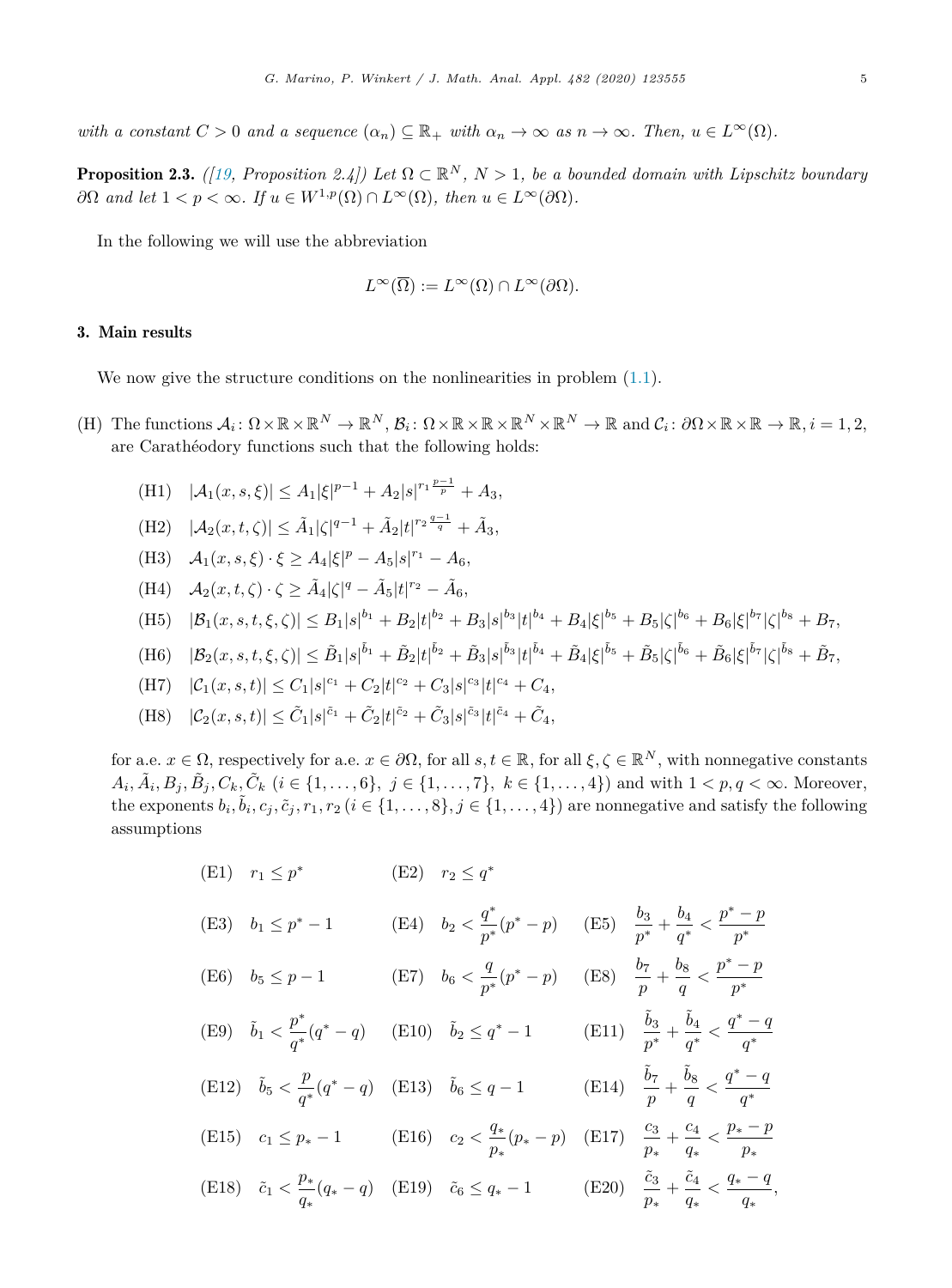*with a constant $C > 0$ and a sequence $(\alpha_n) \subseteq \mathbb{R}_+$ with $\alpha_n \to \infty$ as $n \to \infty$. Then, $u \in L^\infty(\Omega)$.*

**Proposition 2.3.** *([19, Proposition 2.4]) Let $\Omega \subset \mathbb{R}^N$, $N > 1$, be a bounded domain with Lipschitz boundary $\partial\Omega$ and let $1 < p < \infty$. If $u \in W^{1,p}(\Omega) \cap L^\infty(\Omega)$, then $u \in L^\infty(\partial\Omega)$.*

In the following we will use the abbreviation

$$L^\infty(\overline{\Omega}) := L^\infty(\Omega) \cap L^\infty(\partial\Omega).$$

## 3. Main results

We now give the structure conditions on the nonlinearities in problem (1.1).

(H) The functions $\mathcal{A}_i \colon \Omega \times \mathbb{R} \times \mathbb{R}^N \to \mathbb{R}^N$, $\mathcal{B}_i \colon \Omega \times \mathbb{R} \times \mathbb{R} \times \mathbb{R}^N \times \mathbb{R}^N \to \mathbb{R}$ and $\mathcal{C}_i \colon \partial\Omega \times \mathbb{R} \times \mathbb{R} \to \mathbb{R}$, $i = 1, 2$, are Carathéodory functions such that the following holds:

(H1) $\quad |\mathcal{A}_1(x, s, \xi)| \leq A_1|\xi|^{p-1} + A_2|s|^{r_1\frac{p-1}{p}} + A_3,$

(H2) $\quad |\mathcal{A}_2(x, t, \zeta)| \leq \tilde{A}_1|\zeta|^{q-1} + \tilde{A}_2|t|^{r_2\frac{q-1}{q}} + \tilde{A}_3,$

(H3) $\quad \mathcal{A}_1(x, s, \xi) \cdot \xi \geq A_4|\xi|^p - A_5|s|^{r_1} - A_6,$

(H4) $\quad \mathcal{A}_2(x, t, \zeta) \cdot \zeta \geq \tilde{A}_4|\zeta|^q - \tilde{A}_5|t|^{r_2} - \tilde{A}_6,$

(H5) $\quad |\mathcal{B}_1(x, s, t, \xi, \zeta)| \leq B_1|s|^{b_1} + B_2|t|^{b_2} + B_3|s|^{b_3}|t|^{b_4} + B_4|\xi|^{b_5} + B_5|\zeta|^{b_6} + B_6|\xi|^{b_7}|\zeta|^{b_8} + B_7,$

(H6) $\quad |\mathcal{B}_2(x, s, t, \xi, \zeta)| \leq \tilde{B}_1|s|^{\tilde{b}_1} + \tilde{B}_2|t|^{\tilde{b}_2} + \tilde{B}_3|s|^{\tilde{b}_3}|t|^{\tilde{b}_4} + \tilde{B}_4|\xi|^{\tilde{b}_5} + \tilde{B}_5|\zeta|^{\tilde{b}_6} + \tilde{B}_6|\xi|^{\tilde{b}_7}|\zeta|^{\tilde{b}_8} + \tilde{B}_7,$

(H7) $\quad |\mathcal{C}_1(x, s, t)| \leq C_1|s|^{c_1} + C_2|t|^{c_2} + C_3|s|^{c_3}|t|^{c_4} + C_4,$

(H8) $\quad |\mathcal{C}_2(x, s, t)| \leq \tilde{C}_1|s|^{\tilde{c}_1} + \tilde{C}_2|t|^{\tilde{c}_2} + \tilde{C}_3|s|^{\tilde{c}_3}|t|^{\tilde{c}_4} + \tilde{C}_4,$

for a.e. $x \in \Omega$, respectively for a.e. $x \in \partial\Omega$, for all $s, t \in \mathbb{R}$, for all $\xi, \zeta \in \mathbb{R}^N$, with nonnegative constants $A_i, \tilde{A}_i, B_j, \tilde{B}_j, C_k, \tilde{C}_k$ $(i \in \{1, \dots, 6\},\ j \in \{1, \dots, 7\},\ k \in \{1, \dots, 4\})$ and with $1 < p, q < \infty$. Moreover, the exponents $b_i, \tilde{b}_i, c_j, \tilde{c}_j, r_1, r_2$ $(i \in \{1, \dots, 8\}, j \in \{1, \dots, 4\})$ are nonnegative and satisfy the following assumptions

(E1) $\quad r_1 \leq p^*$ $\qquad$ (E2) $\quad r_2 \leq q^*$

(E3) $\quad b_1 \leq p^* - 1$ $\qquad$ (E4) $\quad b_2 < \dfrac{q^*}{p^*}(p^* - p)$ $\qquad$ (E5) $\quad \dfrac{b_3}{p^*} + \dfrac{b_4}{q^*} < \dfrac{p^* - p}{p^*}$

(E6) $\quad b_5 \leq p - 1$ $\qquad$ (E7) $\quad b_6 < \dfrac{q}{p^*}(p^* - p)$ $\qquad$ (E8) $\quad \dfrac{b_7}{p} + \dfrac{b_8}{q} < \dfrac{p^* - p}{p^*}$

(E9) $\quad \tilde{b}_1 < \dfrac{p^*}{q^*}(q^* - q)$ $\qquad$ (E10) $\quad \tilde{b}_2 \leq q^* - 1$ $\qquad$ (E11) $\quad \dfrac{\tilde{b}_3}{p^*} + \dfrac{\tilde{b}_4}{q^*} < \dfrac{q^* - q}{q^*}$

(E12) $\quad \tilde{b}_5 < \dfrac{p}{q^*}(q^* - q)$ $\qquad$ (E13) $\quad \tilde{b}_6 \leq q - 1$ $\qquad$ (E14) $\quad \dfrac{\tilde{b}_7}{p} + \dfrac{\tilde{b}_8}{q} < \dfrac{q^* - q}{q^*}$

(E15) $\quad c_1 \leq p_* - 1$ $\qquad$ (E16) $\quad c_2 < \dfrac{q_*}{p_*}(p_* - p)$ $\qquad$ (E17) $\quad \dfrac{c_3}{p_*} + \dfrac{c_4}{q_*} < \dfrac{p_* - p}{p_*}$

(E18) $\quad \tilde{c}_1 < \dfrac{p_*}{q_*}(q_* - q)$ $\qquad$ (E19) $\quad \tilde{c}_6 \leq q_* - 1$ $\qquad$ (E20) $\quad \dfrac{\tilde{c}_3}{p_*} + \dfrac{\tilde{c}_4}{q_*} < \dfrac{q_* - q}{q_*},$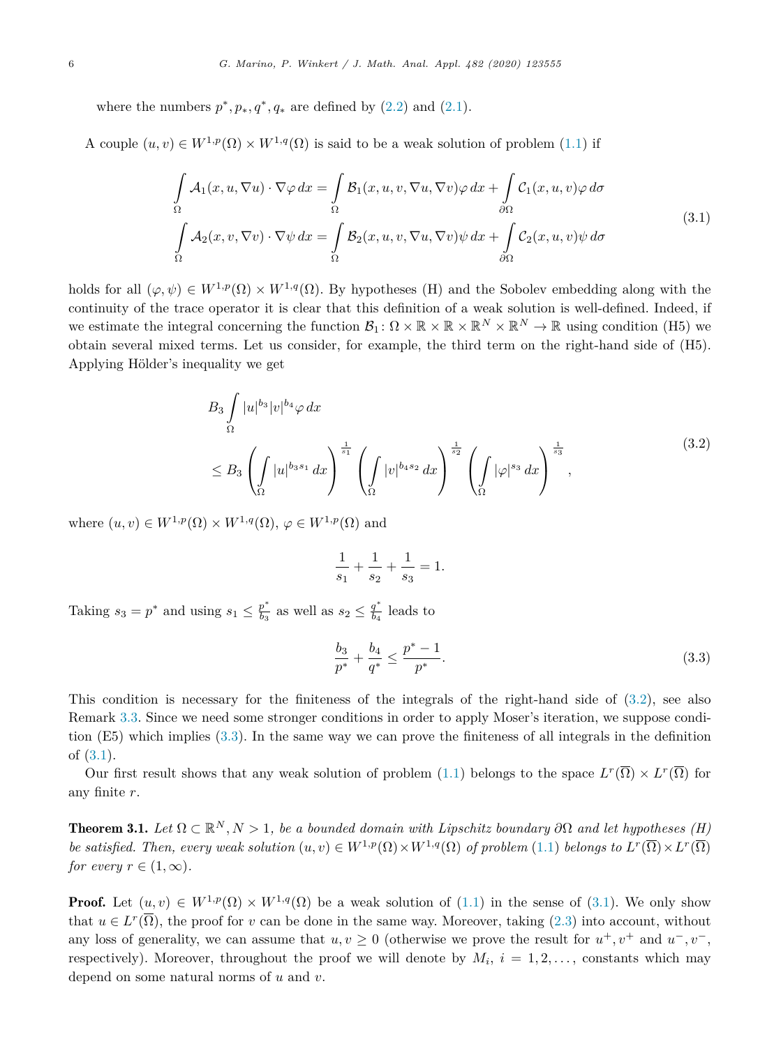where the numbers $p^*, p_*, q^*, q_*$ are defined by (2.2) and (2.1).

A couple $(u,v) \in W^{1,p}(\Omega) \times W^{1,q}(\Omega)$ is said to be a weak solution of problem (1.1) if

$$
\begin{aligned}
\int_\Omega \mathcal{A}_1(x,u,\nabla u) \cdot \nabla \varphi \, dx &= \int_\Omega \mathcal{B}_1(x,u,v,\nabla u, \nabla v)\varphi \, dx + \int_{\partial\Omega} \mathcal{C}_1(x,u,v)\varphi \, d\sigma \\
\int_\Omega \mathcal{A}_2(x,v,\nabla v) \cdot \nabla \psi \, dx &= \int_\Omega \mathcal{B}_2(x,u,v,\nabla u, \nabla v)\psi \, dx + \int_{\partial\Omega} \mathcal{C}_2(x,u,v)\psi \, d\sigma
\end{aligned}
\tag{3.1}
$$

holds for all $(\varphi, \psi) \in W^{1,p}(\Omega) \times W^{1,q}(\Omega)$. By hypotheses (H) and the Sobolev embedding along with the continuity of the trace operator it is clear that this definition of a weak solution is well-defined. Indeed, if we estimate the integral concerning the function $\mathcal{B}_1 \colon \Omega \times \mathbb{R} \times \mathbb{R} \times \mathbb{R}^N \times \mathbb{R}^N \to \mathbb{R}$ using condition (H5) we obtain several mixed terms. Let us consider, for example, the third term on the right-hand side of (H5). Applying Hölder's inequality we get

$$
\begin{aligned}
& B_3 \int_\Omega |u|^{b_3}|v|^{b_4}\varphi \, dx \\
& \leq B_3 \left( \int_\Omega |u|^{b_3 s_1} \, dx \right)^{\frac{1}{s_1}} \left( \int_\Omega |v|^{b_4 s_2} \, dx \right)^{\frac{1}{s_2}} \left( \int_\Omega |\varphi|^{s_3} \, dx \right)^{\frac{1}{s_3}},
\end{aligned}
\tag{3.2}
$$

where $(u,v) \in W^{1,p}(\Omega) \times W^{1,q}(\Omega)$, $\varphi \in W^{1,p}(\Omega)$ and

$$
\frac{1}{s_1} + \frac{1}{s_2} + \frac{1}{s_3} = 1.
$$

Taking $s_3 = p^*$ and using $s_1 \leq \frac{p^*}{b_3}$ as well as $s_2 \leq \frac{q^*}{b_4}$ leads to

$$
\frac{b_3}{p^*} + \frac{b_4}{q^*} \leq \frac{p^*-1}{p^*}. \tag{3.3}
$$

This condition is necessary for the finiteness of the integrals of the right-hand side of (3.2), see also Remark 3.3. Since we need some stronger conditions in order to apply Moser's iteration, we suppose condition (E5) which implies (3.3). In the same way we can prove the finiteness of all integrals in the definition of (3.1).

Our first result shows that any weak solution of problem (1.1) belongs to the space $L^r(\overline{\Omega}) \times L^r(\overline{\Omega})$ for any finite $r$.

**Theorem 3.1.** *Let $\Omega \subset \mathbb{R}^N$, $N > 1$, be a bounded domain with Lipschitz boundary $\partial\Omega$ and let hypotheses (H) be satisfied. Then, every weak solution $(u,v) \in W^{1,p}(\Omega) \times W^{1,q}(\Omega)$ of problem (1.1) belongs to $L^r(\overline{\Omega}) \times L^r(\overline{\Omega})$ for every $r \in (1,\infty)$.*

**Proof.** Let $(u,v) \in W^{1,p}(\Omega) \times W^{1,q}(\Omega)$ be a weak solution of (1.1) in the sense of (3.1). We only show that $u \in L^r(\overline{\Omega})$, the proof for $v$ can be done in the same way. Moreover, taking (2.3) into account, without any loss of generality, we can assume that $u, v \geq 0$ (otherwise we prove the result for $u^+, v^+$ and $u^-, v^-$, respectively). Moreover, throughout the proof we will denote by $M_i$, $i = 1, 2, \ldots$, constants which may depend on some natural norms of $u$ and $v$.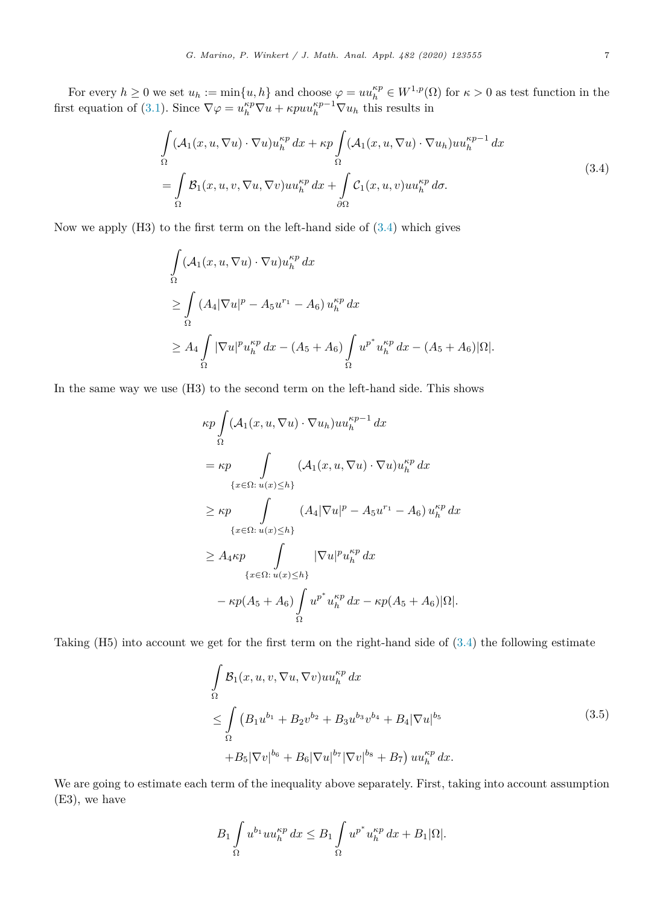For every $h \geq 0$ we set $u_h := \min\{u, h\}$ and choose $\varphi = u u_h^{\kappa p} \in W^{1,p}(\Omega)$ for $\kappa > 0$ as test function in the first equation of (3.1). Since $\nabla \varphi = u_h^{\kappa p} \nabla u + \kappa p u u_h^{\kappa p - 1} \nabla u_h$ this results in

$$
\begin{aligned}
&\int_\Omega (\mathcal{A}_1(x,u,\nabla u) \cdot \nabla u) u_h^{\kappa p}\, dx + \kappa p \int_\Omega (\mathcal{A}_1(x,u,\nabla u) \cdot \nabla u_h) u u_h^{\kappa p - 1}\, dx \\
&= \int_\Omega \mathcal{B}_1(x,u,v,\nabla u, \nabla v) u u_h^{\kappa p}\, dx + \int_{\partial\Omega} \mathcal{C}_1(x,u,v) u u_h^{\kappa p}\, d\sigma.
\end{aligned}
\tag{3.4}
$$

Now we apply (H3) to the first term on the left-hand side of (3.4) which gives

$$
\begin{aligned}
&\int_\Omega (\mathcal{A}_1(x,u,\nabla u) \cdot \nabla u) u_h^{\kappa p}\, dx \\
&\geq \int_\Omega \left(A_4 |\nabla u|^p - A_5 u^{r_1} - A_6\right) u_h^{\kappa p}\, dx \\
&\geq A_4 \int_\Omega |\nabla u|^p u_h^{\kappa p}\, dx - (A_5 + A_6) \int_\Omega u^{p^*} u_h^{\kappa p}\, dx - (A_5 + A_6)|\Omega|.
\end{aligned}
$$

In the same way we use (H3) to the second term on the left-hand side. This shows

$$
\begin{aligned}
&\kappa p \int_\Omega (\mathcal{A}_1(x,u,\nabla u) \cdot \nabla u_h) u u_h^{\kappa p - 1}\, dx \\
&= \kappa p \int_{\{x \in \Omega :\, u(x) \leq h\}} (\mathcal{A}_1(x,u,\nabla u) \cdot \nabla u) u_h^{\kappa p}\, dx \\
&\geq \kappa p \int_{\{x \in \Omega :\, u(x) \leq h\}} \left(A_4 |\nabla u|^p - A_5 u^{r_1} - A_6\right) u_h^{\kappa p}\, dx \\
&\geq A_4 \kappa p \int_{\{x \in \Omega :\, u(x) \leq h\}} |\nabla u|^p u_h^{\kappa p}\, dx \\
&\quad - \kappa p (A_5 + A_6) \int_\Omega u^{p^*} u_h^{\kappa p}\, dx - \kappa p (A_5 + A_6)|\Omega|.
\end{aligned}
$$

Taking (H5) into account we get for the first term on the right-hand side of (3.4) the following estimate

$$
\begin{aligned}
&\int_\Omega \mathcal{B}_1(x,u,v,\nabla u,\nabla v) u u_h^{\kappa p}\, dx \\
&\leq \int_\Omega \big(B_1 u^{b_1} + B_2 v^{b_2} + B_3 u^{b_3} v^{b_4} + B_4 |\nabla u|^{b_5} \\
&\quad + B_5 |\nabla v|^{b_6} + B_6 |\nabla u|^{b_7} |\nabla v|^{b_8} + B_7\big) u u_h^{\kappa p}\, dx.
\end{aligned}
\tag{3.5}
$$

We are going to estimate each term of the inequality above separately. First, taking into account assumption (E3), we have

$$
B_1 \int_\Omega u^{b_1} u u_h^{\kappa p}\, dx \leq B_1 \int_\Omega u^{p^*} u_h^{\kappa p}\, dx + B_1 |\Omega|.
$$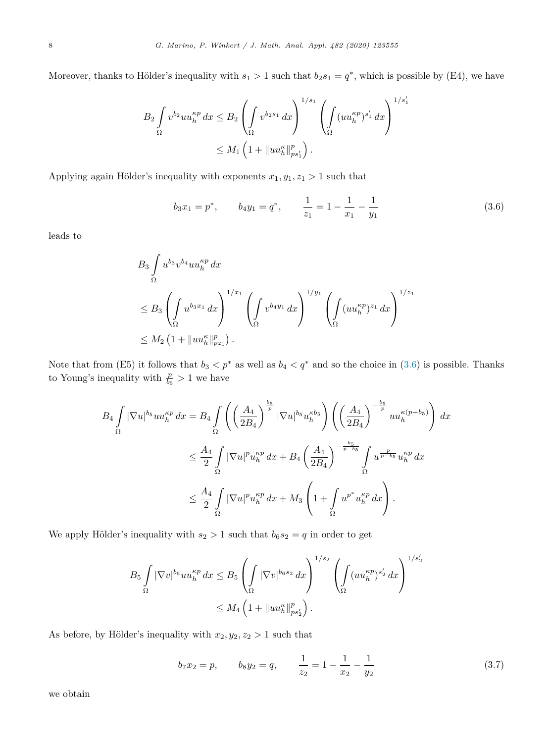Moreover, thanks to Hölder's inequality with $s_1 > 1$ such that $b_2 s_1 = q^*$, which is possible by (E4), we have

$$
\begin{aligned}
B_2 \int_\Omega v^{b_2} u u_h^{\kappa p}\, dx &\le B_2 \left( \int_\Omega v^{b_2 s_1}\, dx \right)^{1/s_1} \left( \int_\Omega (u u_h^{\kappa p})^{s_1'}\, dx \right)^{1/s_1'} \\
&\le M_1 \left( 1 + \|u u_h^{\kappa}\|_{p s_1'}^p \right).
\end{aligned}
$$

Applying again Hölder's inequality with exponents $x_1, y_1, z_1 > 1$ such that

$$
b_3 x_1 = p^*, \qquad b_4 y_1 = q^*, \qquad \frac{1}{z_1} = 1 - \frac{1}{x_1} - \frac{1}{y_1} \tag{3.6}
$$

leads to

$$
\begin{aligned}
& B_3 \int_\Omega u^{b_3} v^{b_4} u u_h^{\kappa p}\, dx \\
& \le B_3 \left( \int_\Omega u^{b_3 x_1}\, dx \right)^{1/x_1} \left( \int_\Omega v^{b_4 y_1}\, dx \right)^{1/y_1} \left( \int_\Omega (u u_h^{\kappa p})^{z_1}\, dx \right)^{1/z_1} \\
& \le M_2 \left( 1 + \|u u_h^{\kappa}\|_{p z_1}^p \right).
\end{aligned}
$$

Note that from (E5) it follows that $b_3 < p^*$ as well as $b_4 < q^*$ and so the choice in (3.6) is possible. Thanks to Young's inequality with $\frac{p}{b_5} > 1$ we have

$$
\begin{aligned}
B_4 \int_\Omega |\nabla u|^{b_5} u u_h^{\kappa p}\, dx &= B_4 \int_\Omega \left( \left( \frac{A_4}{2B_4} \right)^{\frac{b_5}{p}} |\nabla u|^{b_5} u_h^{\kappa b_5} \right) \left( \left( \frac{A_4}{2B_4} \right)^{-\frac{b_5}{p}} u u_h^{\kappa (p - b_5)} \right) dx \\
&\le \frac{A_4}{2} \int_\Omega |\nabla u|^p u_h^{\kappa p}\, dx + B_4 \left( \frac{A_4}{2B_4} \right)^{-\frac{b_5}{p - b_5}} \int_\Omega u^{\frac{p}{p - b_5}} u_h^{\kappa p}\, dx \\
&\le \frac{A_4}{2} \int_\Omega |\nabla u|^p u_h^{\kappa p}\, dx + M_3 \left( 1 + \int_\Omega u^{p^*} u_h^{\kappa p}\, dx \right).
\end{aligned}
$$

We apply Hölder's inequality with $s_2 > 1$ such that $b_6 s_2 = q$ in order to get

$$
\begin{aligned}
B_5 \int_\Omega |\nabla v|^{b_6} u u_h^{\kappa p}\, dx &\le B_5 \left( \int_\Omega |\nabla v|^{b_6 s_2}\, dx \right)^{1/s_2} \left( \int_\Omega (u u_h^{\kappa p})^{s_2'}\, dx \right)^{1/s_2'} \\
&\le M_4 \left( 1 + \|u u_h^{\kappa}\|_{p s_2'}^p \right).
\end{aligned}
$$

As before, by Hölder's inequality with $x_2, y_2, z_2 > 1$ such that

$$
b_7 x_2 = p, \qquad b_8 y_2 = q, \qquad \frac{1}{z_2} = 1 - \frac{1}{x_2} - \frac{1}{y_2} \tag{3.7}
$$

we obtain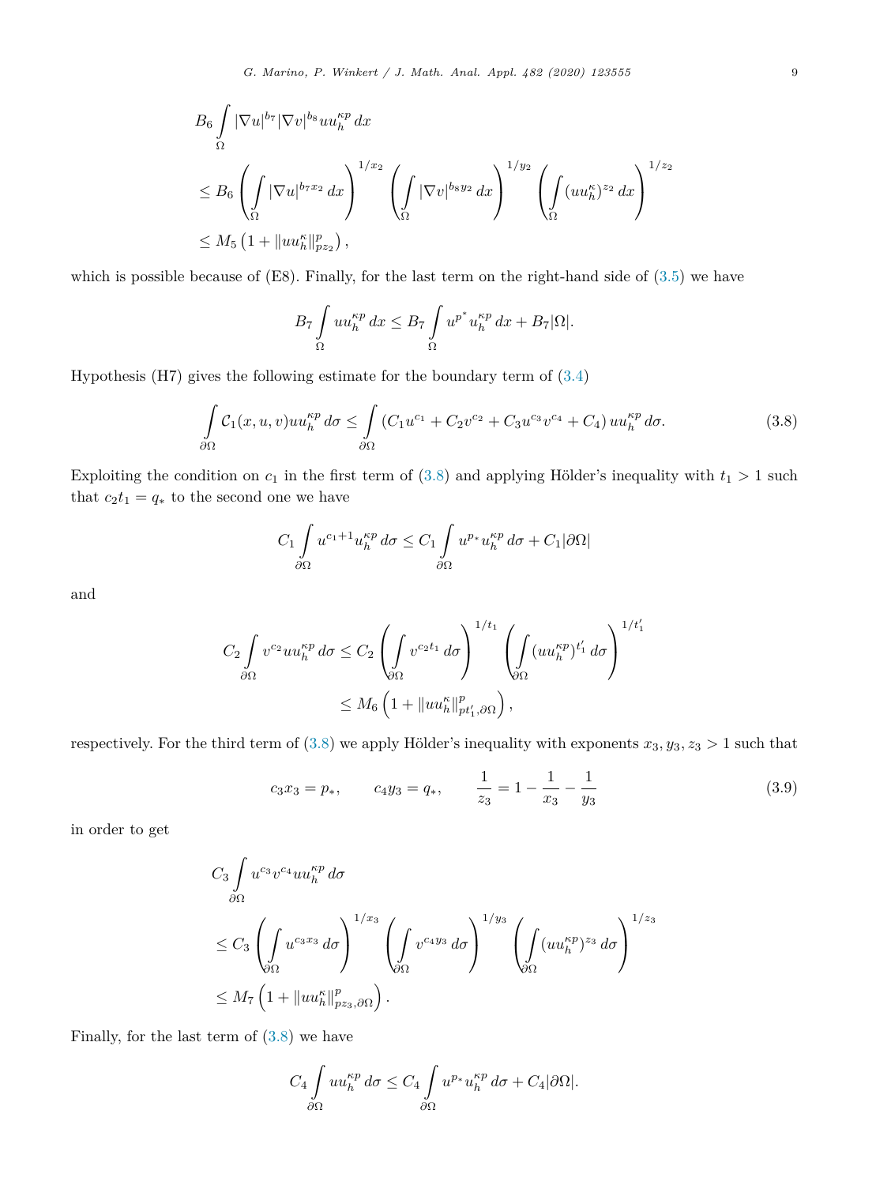$$
\begin{aligned}
&B_6 \int\limits_{\Omega} |\nabla u|^{b_7} |\nabla v|^{b_8} u u_h^{\kappa p}\, dx \\
&\le B_6 \left( \int\limits_{\Omega} |\nabla u|^{b_7 x_2}\, dx \right)^{1/x_2} \left( \int\limits_{\Omega} |\nabla v|^{b_8 y_2}\, dx \right)^{1/y_2} \left( \int\limits_{\Omega} (u u_h^{\kappa})^{z_2}\, dx \right)^{1/z_2} \\
&\le M_5 \left(1 + \|u u_h^{\kappa}\|_{p z_2}^{p}\right),
\end{aligned}
$$

which is possible because of (E8). Finally, for the last term on the right-hand side of (3.5) we have

$$
B_7 \int\limits_{\Omega} u u_h^{\kappa p}\, dx \le B_7 \int\limits_{\Omega} u^{p^*} u_h^{\kappa p}\, dx + B_7 |\Omega|.
$$

Hypothesis (H7) gives the following estimate for the boundary term of (3.4)

$$
\int\limits_{\partial\Omega} \mathcal{C}_1(x, u, v) u u_h^{\kappa p}\, d\sigma \le \int\limits_{\partial\Omega} \left(C_1 u^{c_1} + C_2 v^{c_2} + C_3 u^{c_3} v^{c_4} + C_4\right) u u_h^{\kappa p}\, d\sigma. \tag{3.8}
$$

Exploiting the condition on $c_1$ in the first term of (3.8) and applying Hölder's inequality with $t_1 > 1$ such that $c_2 t_1 = q_*$ to the second one we have

$$
C_1 \int\limits_{\partial\Omega} u^{c_1+1} u_h^{\kappa p}\, d\sigma \le C_1 \int\limits_{\partial\Omega} u^{p_*} u_h^{\kappa p}\, d\sigma + C_1 |\partial\Omega|
$$

and

$$
\begin{aligned}
C_2 \int\limits_{\partial\Omega} v^{c_2} u u_h^{\kappa p}\, d\sigma &\le C_2 \left( \int\limits_{\partial\Omega} v^{c_2 t_1}\, d\sigma \right)^{1/t_1} \left( \int\limits_{\partial\Omega} (u u_h^{\kappa p})^{t_1'}\, d\sigma \right)^{1/t_1'} \\
&\le M_6 \left(1 + \|u u_h^{\kappa}\|_{p t_1', \partial\Omega}^{p}\right),
\end{aligned}
$$

respectively. For the third term of (3.8) we apply Hölder's inequality with exponents $x_3, y_3, z_3 > 1$ such that

$$
c_3 x_3 = p_*, \qquad c_4 y_3 = q_*, \qquad \frac{1}{z_3} = 1 - \frac{1}{x_3} - \frac{1}{y_3} \tag{3.9}
$$

in order to get

$$
\begin{aligned}
&C_3 \int\limits_{\partial\Omega} u^{c_3} v^{c_4} u u_h^{\kappa p}\, d\sigma \\
&\le C_3 \left( \int\limits_{\partial\Omega} u^{c_3 x_3}\, d\sigma \right)^{1/x_3} \left( \int\limits_{\partial\Omega} v^{c_4 y_3}\, d\sigma \right)^{1/y_3} \left( \int\limits_{\partial\Omega} (u u_h^{\kappa p})^{z_3}\, d\sigma \right)^{1/z_3} \\
&\le M_7 \left(1 + \|u u_h^{\kappa}\|_{p z_3, \partial\Omega}^{p}\right).
\end{aligned}
$$

Finally, for the last term of (3.8) we have

$$
C_4 \int\limits_{\partial\Omega} u u_h^{\kappa p}\, d\sigma \le C_4 \int\limits_{\partial\Omega} u^{p_*} u_h^{\kappa p}\, d\sigma + C_4 |\partial\Omega|.
$$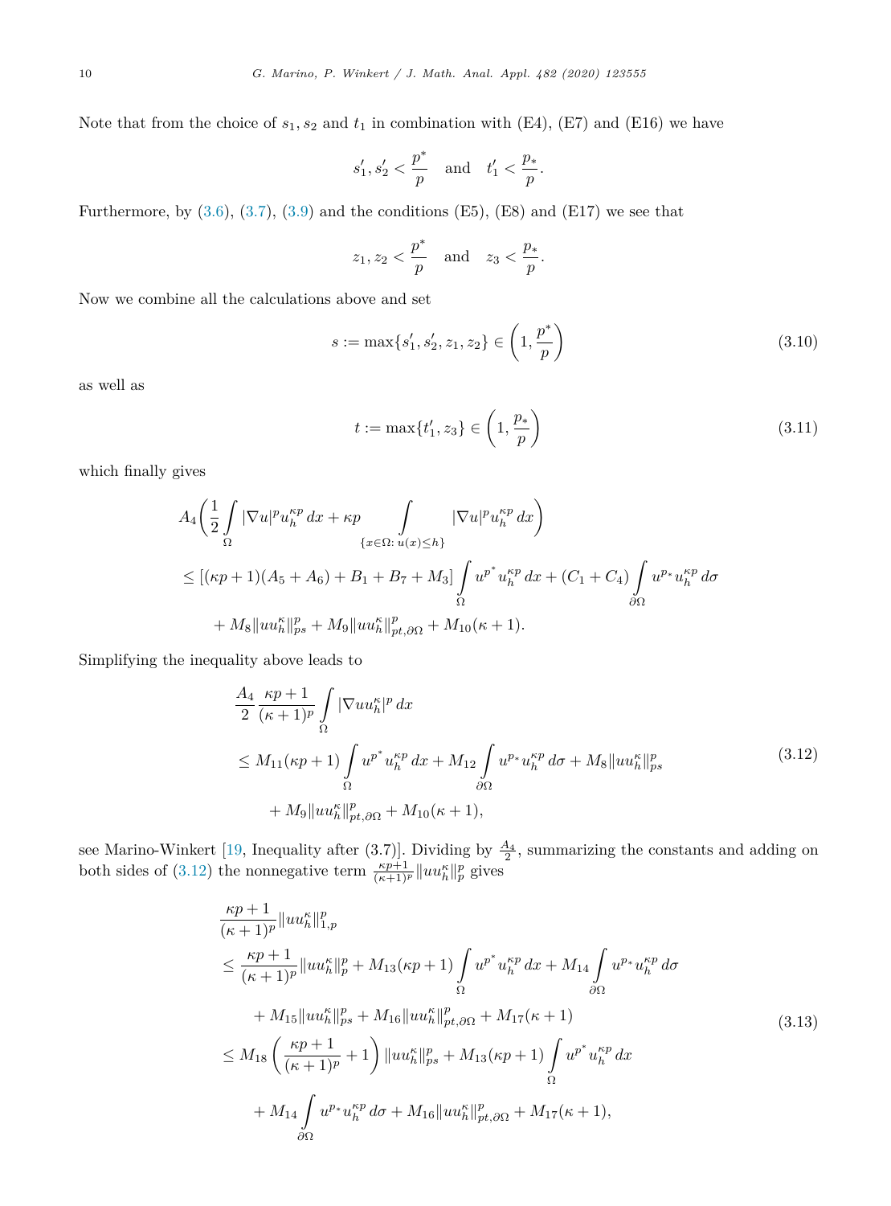Note that from the choice of $s_1, s_2$ and $t_1$ in combination with (E4), (E7) and (E16) we have

$$s_1', s_2' < \frac{p^*}{p} \quad \text{and} \quad t_1' < \frac{p_*}{p}.$$

Furthermore, by (3.6), (3.7), (3.9) and the conditions (E5), (E8) and (E17) we see that

$$z_1, z_2 < \frac{p^*}{p} \quad \text{and} \quad z_3 < \frac{p_*}{p}.$$

Now we combine all the calculations above and set

$$s := \max\{s_1', s_2', z_1, z_2\} \in \left(1, \frac{p^*}{p}\right) \tag{3.10}$$

as well as

$$t := \max\{t_1', z_3\} \in \left(1, \frac{p_*}{p}\right) \tag{3.11}$$

which finally gives

$$\begin{aligned}
&A_4\bigg(\frac{1}{2}\int_\Omega |\nabla u|^p u_h^{\kappa p}\,dx + \kappa p \int_{\{x\in\Omega:\, u(x)\le h\}} |\nabla u|^p u_h^{\kappa p}\,dx\bigg) \\
&\le [(\kappa p+1)(A_5+A_6)+B_1+B_7+M_3]\int_\Omega u^{p^*}u_h^{\kappa p}\,dx + (C_1+C_4)\int_{\partial\Omega} u^{p_*}u_h^{\kappa p}\,d\sigma \\
&\qquad + M_8\|uu_h^\kappa\|_{ps}^p + M_9\|uu_h^\kappa\|_{pt,\partial\Omega}^p + M_{10}(\kappa+1).
\end{aligned}$$

Simplifying the inequality above leads to

$$\begin{aligned}
&\frac{A_4}{2}\frac{\kappa p+1}{(\kappa+1)^p}\int_\Omega |\nabla u u_h^\kappa|^p\,dx \\
&\le M_{11}(\kappa p+1)\int_\Omega u^{p^*}u_h^{\kappa p}\,dx + M_{12}\int_{\partial\Omega} u^{p_*}u_h^{\kappa p}\,d\sigma + M_8\|uu_h^\kappa\|_{ps}^p \\
&\qquad + M_9\|uu_h^\kappa\|_{pt,\partial\Omega}^p + M_{10}(\kappa+1),
\end{aligned} \tag{3.12}$$

see Marino-Winkert [19, Inequality after (3.7)]. Dividing by $\frac{A_4}{2}$, summarizing the constants and adding on both sides of (3.12) the nonnegative term $\frac{\kappa p+1}{(\kappa+1)^p}\|uu_h^\kappa\|_p^p$ gives

$$\begin{aligned}
&\frac{\kappa p+1}{(\kappa+1)^p}\|uu_h^\kappa\|_{1,p}^p \\
&\le \frac{\kappa p+1}{(\kappa+1)^p}\|uu_h^\kappa\|_p^p + M_{13}(\kappa p+1)\int_\Omega u^{p^*}u_h^{\kappa p}\,dx + M_{14}\int_{\partial\Omega} u^{p_*}u_h^{\kappa p}\,d\sigma \\
&\qquad + M_{15}\|uu_h^\kappa\|_{ps}^p + M_{16}\|uu_h^\kappa\|_{pt,\partial\Omega}^p + M_{17}(\kappa+1) \\
&\le M_{18}\left(\frac{\kappa p+1}{(\kappa+1)^p}+1\right)\|uu_h^\kappa\|_{ps}^p + M_{13}(\kappa p+1)\int_\Omega u^{p^*}u_h^{\kappa p}\,dx \\
&\qquad + M_{14}\int_{\partial\Omega} u^{p_*}u_h^{\kappa p}\,d\sigma + M_{16}\|uu_h^\kappa\|_{pt,\partial\Omega}^p + M_{17}(\kappa+1),
\end{aligned} \tag{3.13}$$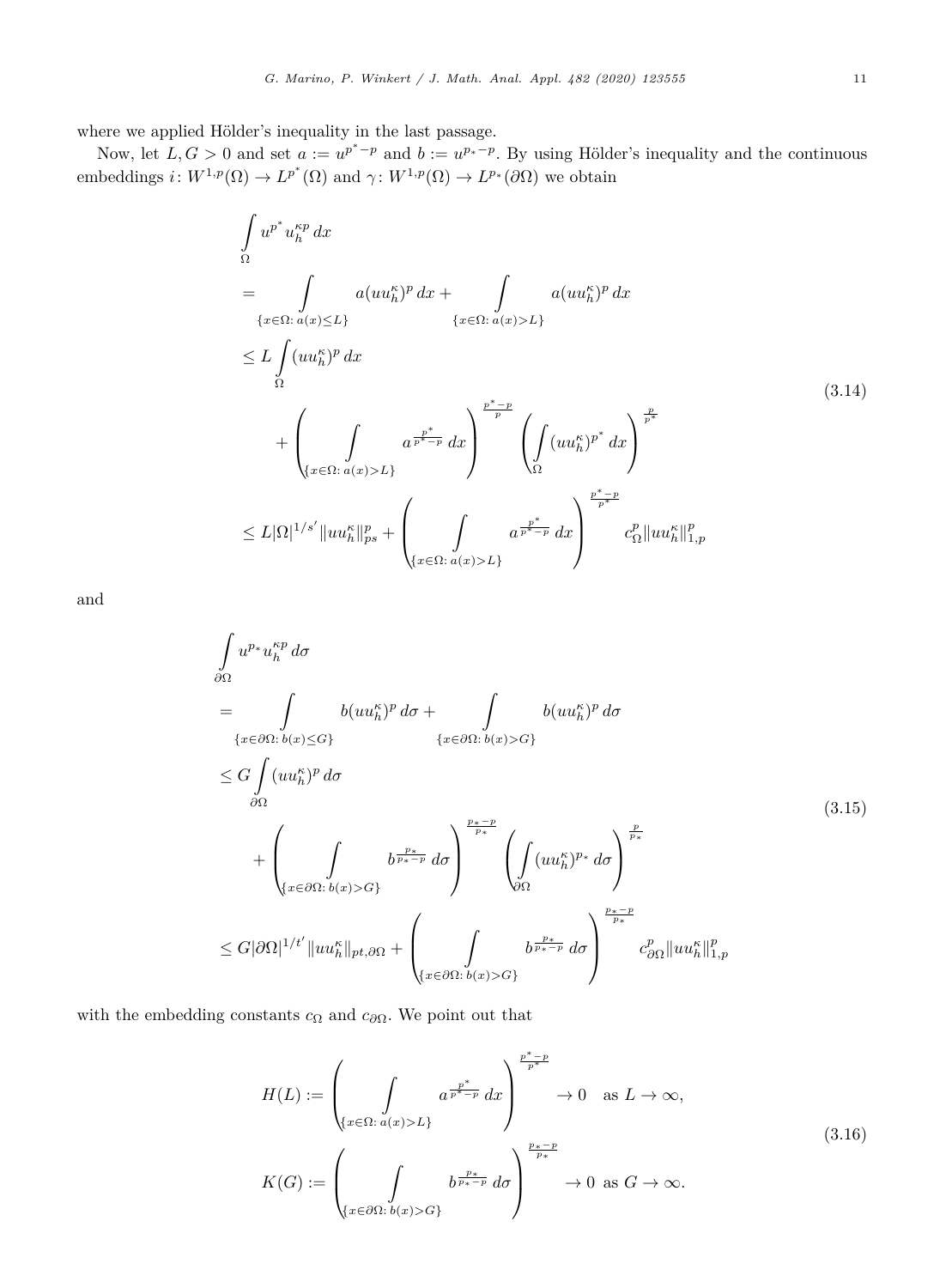where we applied Hölder's inequality in the last passage.

Now, let $L, G > 0$ and set $a := u^{p^*-p}$ and $b := u^{p_*-p}$. By using Hölder's inequality and the continuous embeddings $i\colon W^{1,p}(\Omega) \to L^{p^*}(\Omega)$ and $\gamma\colon W^{1,p}(\Omega) \to L^{p_*}(\partial\Omega)$ we obtain

$$
\begin{aligned}
&\int_\Omega u^{p^*} u_h^{\kappa p}\, dx \\
&= \int_{\{x\in\Omega:\, a(x)\le L\}} a(uu_h^\kappa)^p\, dx + \int_{\{x\in\Omega:\, a(x)> L\}} a(uu_h^\kappa)^p\, dx \\
&\le L \int_\Omega (uu_h^\kappa)^p\, dx \\
&\qquad + \left( \int_{\{x\in\Omega:\, a(x)>L\}} a^{\frac{p^*}{p^*-p}}\, dx \right)^{\frac{p^*-p}{p}} \left( \int_\Omega (uu_h^\kappa)^{p^*}\, dx \right)^{\frac{p}{p^*}} \\
&\le L|\Omega|^{1/s'} \|uu_h^\kappa\|_{ps}^p + \left( \int_{\{x\in\Omega:\, a(x)>L\}} a^{\frac{p^*}{p^*-p}}\, dx \right)^{\frac{p^*-p}{p^*}} c_\Omega^p \|uu_h^\kappa\|_{1,p}^p
\end{aligned}
\tag{3.14}
$$

and

$$
\begin{aligned}
&\int_{\partial\Omega} u^{p_*} u_h^{\kappa p}\, d\sigma \\
&= \int_{\{x\in\partial\Omega:\, b(x)\le G\}} b(uu_h^\kappa)^p\, d\sigma + \int_{\{x\in\partial\Omega:\, b(x)> G\}} b(uu_h^\kappa)^p\, d\sigma \\
&\le G \int_{\partial\Omega} (uu_h^\kappa)^p\, d\sigma \\
&\qquad + \left( \int_{\{x\in\partial\Omega:\, b(x)>G\}} b^{\frac{p_*}{p_*-p}}\, d\sigma \right)^{\frac{p_*-p}{p_*}} \left( \int_{\partial\Omega} (uu_h^\kappa)^{p_*}\, d\sigma \right)^{\frac{p}{p_*}} \\
&\le G|\partial\Omega|^{1/t'} \|uu_h^\kappa\|_{pt,\partial\Omega} + \left( \int_{\{x\in\partial\Omega:\, b(x)>G\}} b^{\frac{p_*}{p_*-p}}\, d\sigma \right)^{\frac{p_*-p}{p_*}} c_{\partial\Omega}^p \|uu_h^\kappa\|_{1,p}^p
\end{aligned}
\tag{3.15}
$$

with the embedding constants $c_\Omega$ and $c_{\partial\Omega}$. We point out that

$$
\begin{aligned}
H(L) &:= \left( \int_{\{x\in\Omega:\, a(x)>L\}} a^{\frac{p^*}{p^*-p}}\, dx \right)^{\frac{p^*-p}{p^*}} \to 0 \quad \text{as } L \to \infty, \\
K(G) &:= \left( \int_{\{x\in\partial\Omega:\, b(x)>G\}} b^{\frac{p_*}{p_*-p}}\, d\sigma \right)^{\frac{p_*-p}{p_*}} \to 0 \quad \text{as } G \to \infty.
\end{aligned}
\tag{3.16}
$$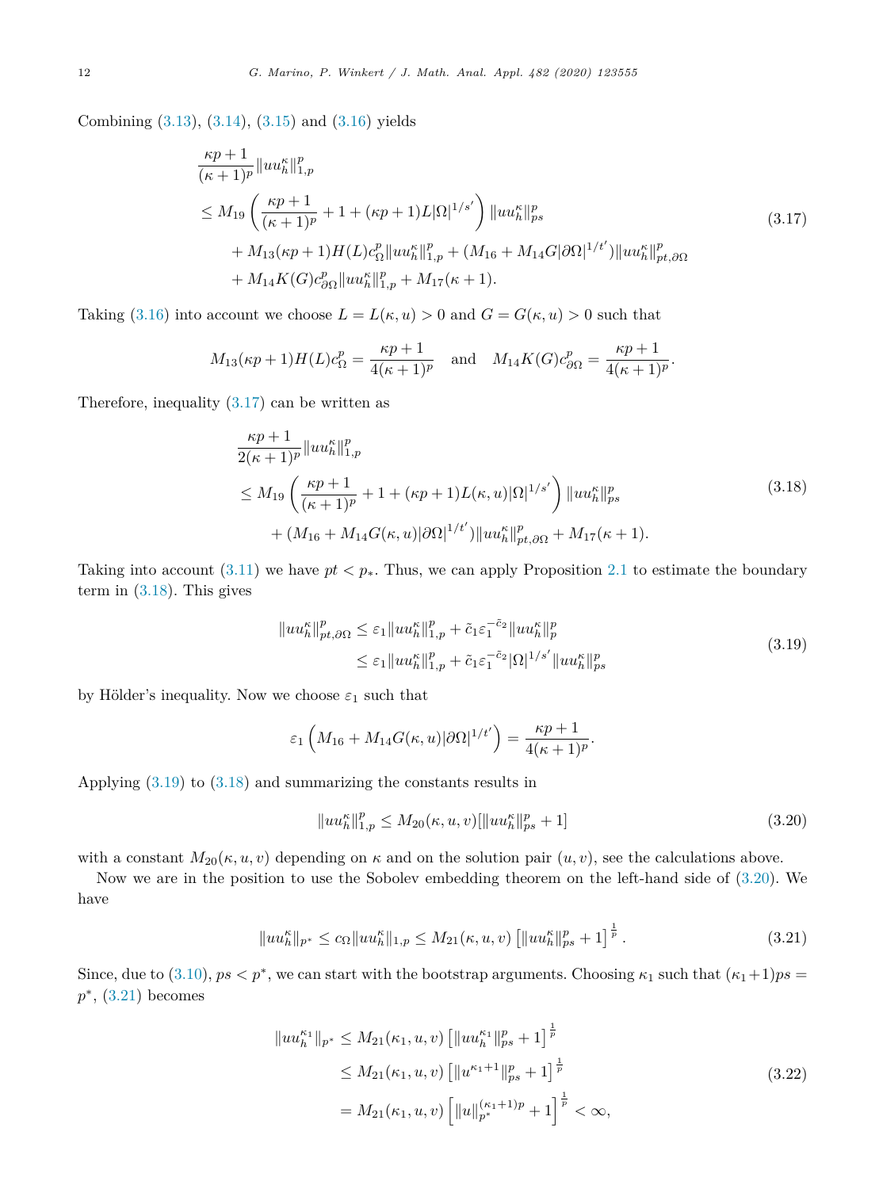Combining (3.13), (3.14), (3.15) and (3.16) yields

$$
\begin{aligned}
&\frac{\kappa p+1}{(\kappa+1)^p}\|uu_h^\kappa\|_{1,p}^p \\
&\leq M_{19}\left(\frac{\kappa p+1}{(\kappa+1)^p}+1+(\kappa p+1)L|\Omega|^{1/s'}\right)\|uu_h^\kappa\|_{ps}^p \\
&\quad + M_{13}(\kappa p+1)H(L)c_\Omega^p\|uu_h^\kappa\|_{1,p}^p + (M_{16}+M_{14}G|\partial\Omega|^{1/t'})\|uu_h^\kappa\|_{pt,\partial\Omega}^p \\
&\quad + M_{14}K(G)c_{\partial\Omega}^p\|uu_h^\kappa\|_{1,p}^p + M_{17}(\kappa+1).
\end{aligned}
\tag{3.17}
$$

Taking (3.16) into account we choose $L = L(\kappa, u) > 0$ and $G = G(\kappa, u) > 0$ such that

$$
M_{13}(\kappa p+1)H(L)c_\Omega^p = \frac{\kappa p+1}{4(\kappa+1)^p} \quad \text{and} \quad M_{14}K(G)c_{\partial\Omega}^p = \frac{\kappa p+1}{4(\kappa+1)^p}.
$$

Therefore, inequality (3.17) can be written as

$$
\begin{aligned}
&\frac{\kappa p+1}{2(\kappa+1)^p}\|uu_h^\kappa\|_{1,p}^p \\
&\leq M_{19}\left(\frac{\kappa p+1}{(\kappa+1)^p}+1+(\kappa p+1)L(\kappa,u)|\Omega|^{1/s'}\right)\|uu_h^\kappa\|_{ps}^p \\
&\quad + (M_{16}+M_{14}G(\kappa,u)|\partial\Omega|^{1/t'})\|uu_h^\kappa\|_{pt,\partial\Omega}^p + M_{17}(\kappa+1).
\end{aligned}
\tag{3.18}
$$

Taking into account (3.11) we have $pt < p_*$. Thus, we can apply Proposition 2.1 to estimate the boundary term in (3.18). This gives

$$
\begin{aligned}
\|uu_h^\kappa\|_{pt,\partial\Omega}^p &\leq \varepsilon_1\|uu_h^\kappa\|_{1,p}^p + \tilde{c}_1\varepsilon_1^{-\tilde{c}_2}\|uu_h^\kappa\|_p^p \\
&\leq \varepsilon_1\|uu_h^\kappa\|_{1,p}^p + \tilde{c}_1\varepsilon_1^{-\tilde{c}_2}|\Omega|^{1/s'}\|uu_h^\kappa\|_{ps}^p
\end{aligned}
\tag{3.19}
$$

by Hölder's inequality. Now we choose $\varepsilon_1$ such that

$$
\varepsilon_1\left(M_{16}+M_{14}G(\kappa,u)|\partial\Omega|^{1/t'}\right) = \frac{\kappa p+1}{4(\kappa+1)^p}.
$$

Applying (3.19) to (3.18) and summarizing the constants results in

$$
\|uu_h^\kappa\|_{1,p}^p \leq M_{20}(\kappa,u,v)[\|uu_h^\kappa\|_{ps}^p+1]
\tag{3.20}
$$

with a constant $M_{20}(\kappa, u, v)$ depending on $\kappa$ and on the solution pair $(u, v)$, see the calculations above.

Now we are in the position to use the Sobolev embedding theorem on the left-hand side of (3.20). We have

$$
\|uu_h^\kappa\|_{p^*} \leq c_\Omega\|uu_h^\kappa\|_{1,p} \leq M_{21}(\kappa,u,v)\left[\|uu_h^\kappa\|_{ps}^p+1\right]^{\frac{1}{p}}.
\tag{3.21}
$$

Since, due to (3.10), $ps < p^*$, we can start with the bootstrap arguments. Choosing $\kappa_1$ such that $(\kappa_1+1)ps = p^*$, (3.21) becomes

$$
\begin{aligned}
\|uu_h^{\kappa_1}\|_{p^*} &\leq M_{21}(\kappa_1,u,v)\left[\|uu_h^{\kappa_1}\|_{ps}^p+1\right]^{\frac{1}{p}} \\
&\leq M_{21}(\kappa_1,u,v)\left[\|u^{\kappa_1+1}\|_{ps}^p+1\right]^{\frac{1}{p}} \\
&= M_{21}(\kappa_1,u,v)\left[\|u\|_{p^*}^{(\kappa_1+1)p}+1\right]^{\frac{1}{p}} < \infty,
\end{aligned}
\tag{3.22}
$$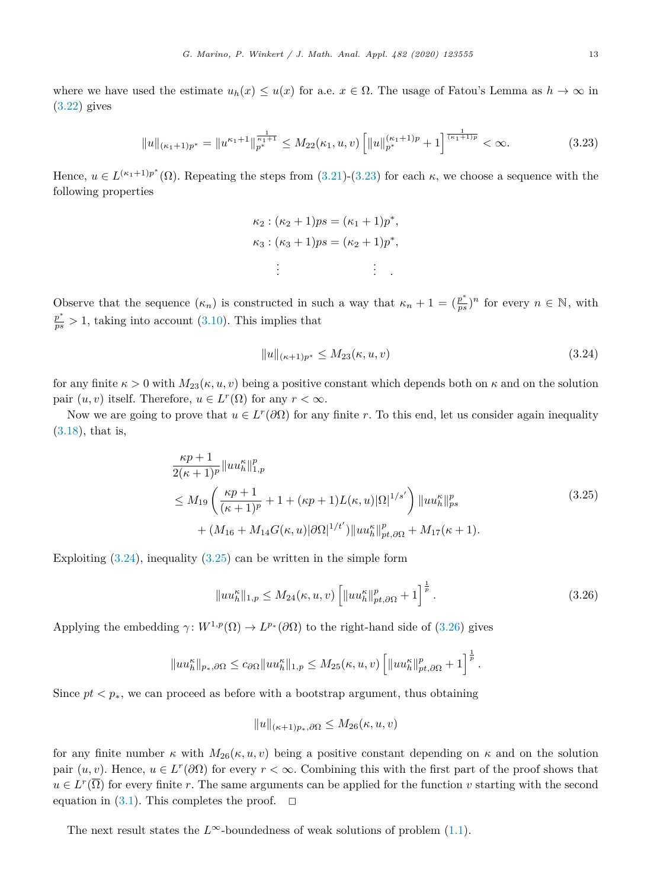where we have used the estimate $u_h(x) \le u(x)$ for a.e. $x \in \Omega$. The usage of Fatou's Lemma as $h \to \infty$ in (3.22) gives

$$\|u\|_{(\kappa_1+1)p^*} = \|u^{\kappa_1+1}\|_{p^*}^{\frac{1}{\kappa_1+1}} \le M_{22}(\kappa_1, u, v)\left[\|u\|_{p^*}^{(\kappa_1+1)p} + 1\right]^{\frac{1}{(\kappa_1+1)p}} < \infty. \tag{3.23}$$

Hence, $u \in L^{(\kappa_1+1)p^*}(\Omega)$. Repeating the steps from (3.21)-(3.23) for each $\kappa$, we choose a sequence with the following properties

$$\begin{aligned}
\kappa_2 &: (\kappa_2+1)ps = (\kappa_1+1)p^*,\\
\kappa_3 &: (\kappa_3+1)ps = (\kappa_2+1)p^*,\\
&\ \ \vdots \qquad\qquad\qquad \vdots\ .
\end{aligned}$$

Observe that the sequence $(\kappa_n)$ is constructed in such a way that $\kappa_n + 1 = (\frac{p^*}{ps})^n$ for every $n \in \mathbb{N}$, with $\frac{p^*}{ps} > 1$, taking into account (3.10). This implies that

$$\|u\|_{(\kappa+1)p^*} \le M_{23}(\kappa, u, v) \tag{3.24}$$

for any finite $\kappa > 0$ with $M_{23}(\kappa, u, v)$ being a positive constant which depends both on $\kappa$ and on the solution pair $(u, v)$ itself. Therefore, $u \in L^r(\Omega)$ for any $r < \infty$.

Now we are going to prove that $u \in L^r(\partial\Omega)$ for any finite $r$. To this end, let us consider again inequality (3.18), that is,

$$\begin{aligned}
&\frac{\kappa p+1}{2(\kappa+1)^p}\|uu_h^\kappa\|_{1,p}^p\\
&\le M_{19}\left(\frac{\kappa p+1}{(\kappa+1)^p} + 1 + (\kappa p+1)L(\kappa, u)|\Omega|^{1/s'}\right)\|uu_h^\kappa\|_{ps}^p\\
&\quad + (M_{16} + M_{14}G(\kappa, u)|\partial\Omega|^{1/t'})\|uu_h^\kappa\|_{pt,\partial\Omega}^p + M_{17}(\kappa+1).
\end{aligned}\tag{3.25}$$

Exploiting (3.24), inequality (3.25) can be written in the simple form

$$\|uu_h^\kappa\|_{1,p} \le M_{24}(\kappa, u, v)\left[\|uu_h^\kappa\|_{pt,\partial\Omega}^p + 1\right]^{\frac{1}{p}}. \tag{3.26}$$

Applying the embedding $\gamma\colon W^{1,p}(\Omega) \to L^{p_*}(\partial\Omega)$ to the right-hand side of (3.26) gives

$$\|uu_h^\kappa\|_{p_*,\partial\Omega} \le c_{\partial\Omega}\|uu_h^\kappa\|_{1,p} \le M_{25}(\kappa, u, v)\left[\|uu_h^\kappa\|_{pt,\partial\Omega}^p + 1\right]^{\frac{1}{p}}.$$

Since $pt < p_*$, we can proceed as before with a bootstrap argument, thus obtaining

$$\|u\|_{(\kappa+1)p_*,\partial\Omega} \le M_{26}(\kappa, u, v)$$

for any finite number $\kappa$ with $M_{26}(\kappa, u, v)$ being a positive constant depending on $\kappa$ and on the solution pair $(u, v)$. Hence, $u \in L^r(\partial\Omega)$ for every $r < \infty$. Combining this with the first part of the proof shows that $u \in L^r(\overline{\Omega})$ for every finite $r$. The same arguments can be applied for the function $v$ starting with the second equation in (3.1). This completes the proof. $\square$

The next result states the $L^\infty$-boundedness of weak solutions of problem (1.1).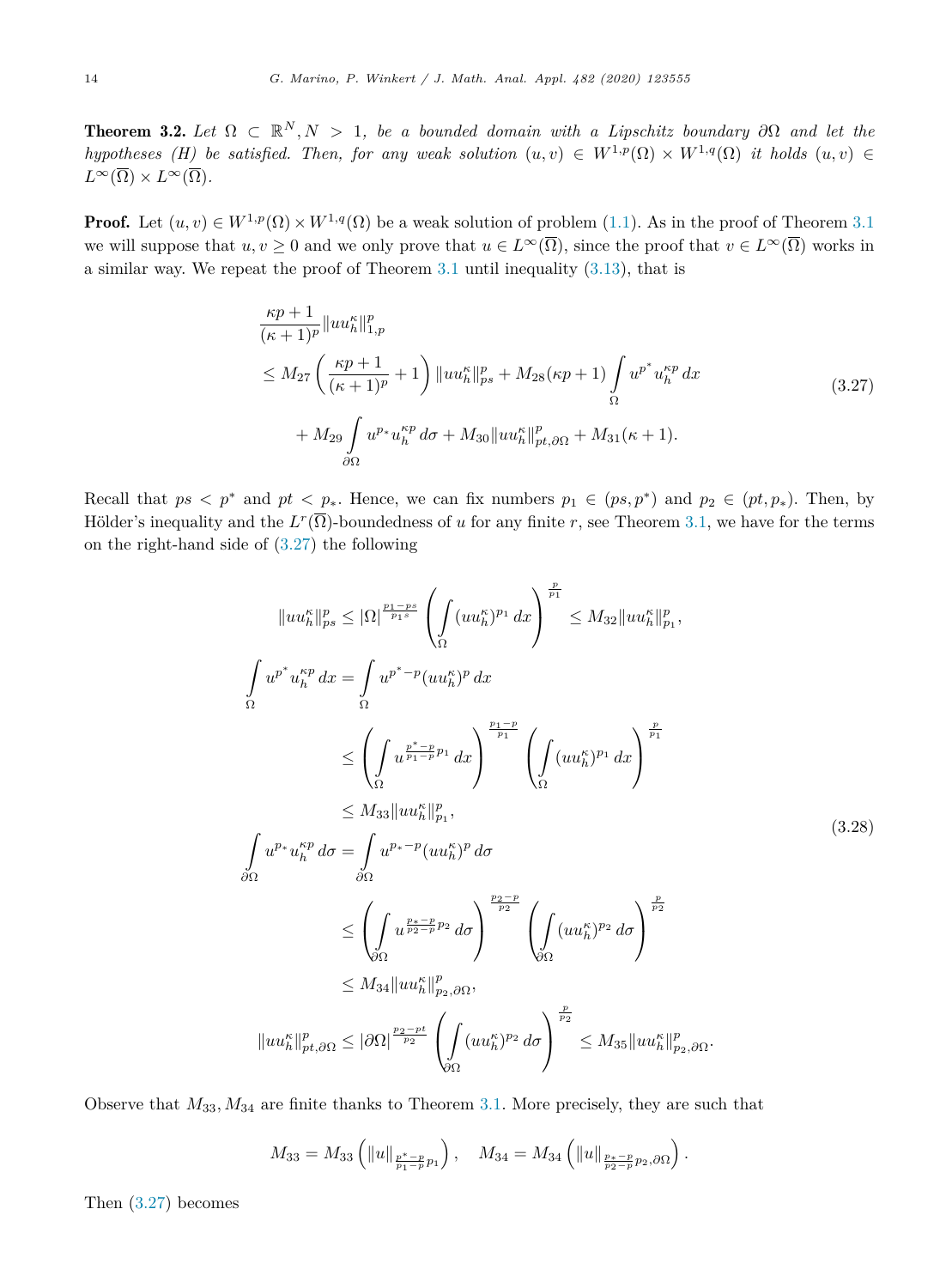**Theorem 3.2.** *Let $\Omega \subset \mathbb{R}^N, N > 1$, be a bounded domain with a Lipschitz boundary $\partial\Omega$ and let the hypotheses (H) be satisfied. Then, for any weak solution $(u,v) \in W^{1,p}(\Omega) \times W^{1,q}(\Omega)$ it holds $(u,v) \in L^\infty(\overline{\Omega}) \times L^\infty(\overline{\Omega})$.*

**Proof.** Let $(u,v) \in W^{1,p}(\Omega) \times W^{1,q}(\Omega)$ be a weak solution of problem (1.1). As in the proof of Theorem 3.1 we will suppose that $u, v \geq 0$ and we only prove that $u \in L^\infty(\overline{\Omega})$, since the proof that $v \in L^\infty(\overline{\Omega})$ works in a similar way. We repeat the proof of Theorem 3.1 until inequality (3.13), that is

$$
\begin{aligned}
&\frac{\kappa p + 1}{(\kappa+1)^p} \|u u_h^\kappa\|_{1,p}^p \\
&\leq M_{27} \left( \frac{\kappa p + 1}{(\kappa+1)^p} + 1 \right) \|u u_h^\kappa\|_{ps}^p + M_{28}(\kappa p + 1) \int_\Omega u^{p^*} u_h^{\kappa p}\, dx \\
&\qquad + M_{29} \int_{\partial\Omega} u^{p_*} u_h^{\kappa p}\, d\sigma + M_{30} \|u u_h^\kappa\|_{pt,\partial\Omega}^p + M_{31}(\kappa+1).
\end{aligned} \tag{3.27}
$$

Recall that $ps < p^*$ and $pt < p_*$. Hence, we can fix numbers $p_1 \in (ps, p^*)$ and $p_2 \in (pt, p_*)$. Then, by Hölder's inequality and the $L^r(\overline{\Omega})$-boundedness of $u$ for any finite $r$, see Theorem 3.1, we have for the terms on the right-hand side of (3.27) the following

$$
\begin{aligned}
\|u u_h^\kappa\|_{ps}^p &\leq |\Omega|^{\frac{p_1 - ps}{p_1 s}} \left( \int_\Omega (u u_h^\kappa)^{p_1}\, dx \right)^{\frac{p}{p_1}} \leq M_{32} \|u u_h^\kappa\|_{p_1}^p, \\
\int_\Omega u^{p^*} u_h^{\kappa p}\, dx &= \int_\Omega u^{p^* - p} (u u_h^\kappa)^p\, dx \\
&\leq \left( \int_\Omega u^{\frac{p^* - p}{p_1 - p} p_1}\, dx \right)^{\frac{p_1 - p}{p_1}} \left( \int_\Omega (u u_h^\kappa)^{p_1}\, dx \right)^{\frac{p}{p_1}} \\
&\leq M_{33} \|u u_h^\kappa\|_{p_1}^p, \\
\int_{\partial\Omega} u^{p_*} u_h^{\kappa p}\, d\sigma &= \int_{\partial\Omega} u^{p_* - p} (u u_h^\kappa)^p\, d\sigma \\
&\leq \left( \int_{\partial\Omega} u^{\frac{p_* - p}{p_2 - p} p_2}\, d\sigma \right)^{\frac{p_2 - p}{p_2}} \left( \int_{\partial\Omega} (u u_h^\kappa)^{p_2}\, d\sigma \right)^{\frac{p}{p_2}} \\
&\leq M_{34} \|u u_h^\kappa\|_{p_2,\partial\Omega}^p, \\
\|u u_h^\kappa\|_{pt,\partial\Omega}^p &\leq |\partial\Omega|^{\frac{p_2 - pt}{p_2}} \left( \int_{\partial\Omega} (u u_h^\kappa)^{p_2}\, d\sigma \right)^{\frac{p}{p_2}} \leq M_{35} \|u u_h^\kappa\|_{p_2,\partial\Omega}^p.
\end{aligned} \tag{3.28}
$$

Observe that $M_{33}, M_{34}$ are finite thanks to Theorem 3.1. More precisely, they are such that

$$
M_{33} = M_{33} \left( \|u\|_{\frac{p^* - p}{p_1 - p} p_1} \right), \quad M_{34} = M_{34} \left( \|u\|_{\frac{p_* - p}{p_2 - p} p_2, \partial\Omega} \right).
$$

Then (3.27) becomes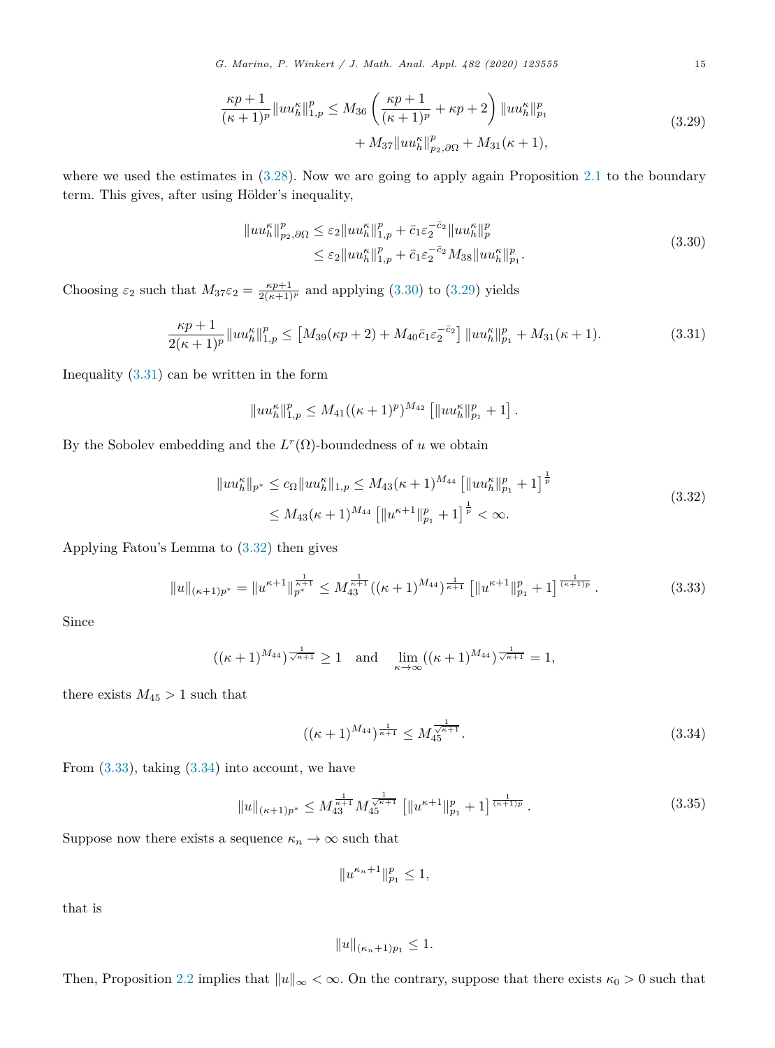$$
\begin{aligned}
\frac{\kappa p+1}{(\kappa+1)^p}\|uu_h^\kappa\|_{1,p}^p \leq M_{36}\left(\frac{\kappa p+1}{(\kappa+1)^p}+\kappa p+2\right)\|uu_h^\kappa\|_{p_1}^p \\
+ M_{37}\|uu_h^\kappa\|_{p_2,\partial\Omega}^p + M_{31}(\kappa+1),
\end{aligned}
\tag{3.29}
$$

where we used the estimates in (3.28). Now we are going to apply again Proposition 2.1 to the boundary term. This gives, after using Hölder's inequality,

$$
\begin{aligned}
\|uu_h^\kappa\|_{p_2,\partial\Omega}^p &\leq \varepsilon_2\|uu_h^\kappa\|_{1,p}^p + \bar{c}_1\varepsilon_2^{-\bar{c}_2}\|uu_h^\kappa\|_p^p \\
&\leq \varepsilon_2\|uu_h^\kappa\|_{1,p}^p + \bar{c}_1\varepsilon_2^{-\bar{c}_2}M_{38}\|uu_h^\kappa\|_{p_1}^p.
\end{aligned}
\tag{3.30}
$$

Choosing $\varepsilon_2$ such that $M_{37}\varepsilon_2 = \frac{\kappa p+1}{2(\kappa+1)^p}$ and applying (3.30) to (3.29) yields

$$
\frac{\kappa p+1}{2(\kappa+1)^p}\|uu_h^\kappa\|_{1,p}^p \leq \left[M_{39}(\kappa p+2) + M_{40}\bar{c}_1\varepsilon_2^{-\bar{c}_2}\right]\|uu_h^\kappa\|_{p_1}^p + M_{31}(\kappa+1). \tag{3.31}
$$

Inequality (3.31) can be written in the form

$$
\|uu_h^\kappa\|_{1,p}^p \leq M_{41}((\kappa+1)^p)^{M_{42}}\left[\|uu_h^\kappa\|_{p_1}^p + 1\right].
$$

By the Sobolev embedding and the $L^r(\Omega)$-boundedness of $u$ we obtain

$$
\begin{aligned}
\|uu_h^\kappa\|_{p^*} \leq c_\Omega\|uu_h^\kappa\|_{1,p} &\leq M_{43}(\kappa+1)^{M_{44}}\left[\|uu_h^\kappa\|_{p_1}^p + 1\right]^{\frac{1}{p}} \\
&\leq M_{43}(\kappa+1)^{M_{44}}\left[\|u^{\kappa+1}\|_{p_1}^p + 1\right]^{\frac{1}{p}} < \infty.
\end{aligned}
\tag{3.32}
$$

Applying Fatou's Lemma to (3.32) then gives

$$
\|u\|_{(\kappa+1)p^*} = \|u^{\kappa+1}\|_{p^*}^{\frac{1}{\kappa+1}} \leq M_{43}^{\frac{1}{\kappa+1}}((\kappa+1)^{M_{44}})^{\frac{1}{\kappa+1}}\left[\|u^{\kappa+1}\|_{p_1}^p + 1\right]^{\frac{1}{(\kappa+1)p}}. \tag{3.33}
$$

Since

$$
((\kappa+1)^{M_{44}})^{\frac{1}{\sqrt{\kappa+1}}} \geq 1 \quad \text{and} \quad \lim_{\kappa\to\infty}((\kappa+1)^{M_{44}})^{\frac{1}{\sqrt{\kappa+1}}} = 1,
$$

there exists $M_{45} > 1$ such that

$$
((\kappa+1)^{M_{44}})^{\frac{1}{\kappa+1}} \leq M_{45}^{\frac{1}{\sqrt{\kappa+1}}}. \tag{3.34}
$$

From (3.33), taking (3.34) into account, we have

$$
\|u\|_{(\kappa+1)p^*} \leq M_{43}^{\frac{1}{\kappa+1}} M_{45}^{\frac{1}{\sqrt{\kappa+1}}}\left[\|u^{\kappa+1}\|_{p_1}^p + 1\right]^{\frac{1}{(\kappa+1)p}}. \tag{3.35}
$$

Suppose now there exists a sequence $\kappa_n \to \infty$ such that

$$
\|u^{\kappa_n+1}\|_{p_1}^p \leq 1,
$$

that is

$$
\|u\|_{(\kappa_n+1)p_1} \leq 1.
$$

Then, Proposition 2.2 implies that $\|u\|_\infty < \infty$. On the contrary, suppose that there exists $\kappa_0 > 0$ such that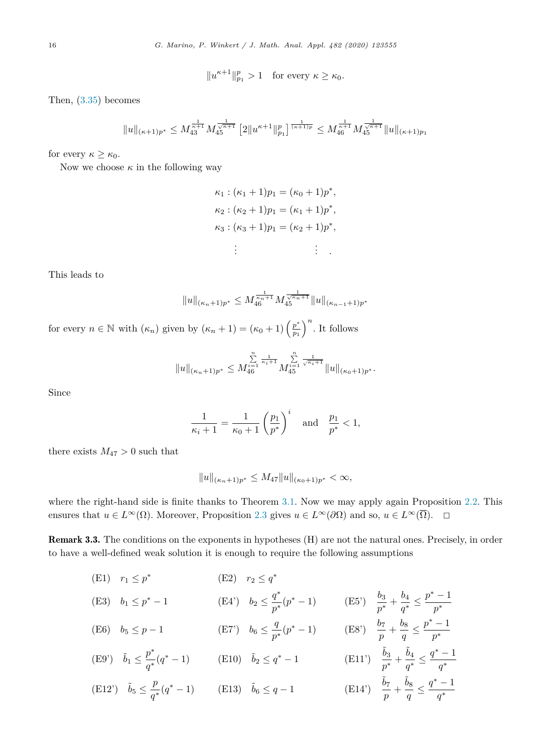$$\|u^{\kappa+1}\|_{p_1}^p > 1 \quad \text{for every } \kappa \ge \kappa_0.$$

Then, (3.35) becomes

$$\|u\|_{(\kappa+1)p^*} \le M_{43}^{\frac{1}{\kappa+1}} M_{45}^{\frac{1}{\sqrt{\kappa+1}}} \left[2\|u^{\kappa+1}\|_{p_1}^p\right]^{\frac{1}{(\kappa+1)p}} \le M_{46}^{\frac{1}{\kappa+1}} M_{45}^{\frac{1}{\sqrt{\kappa+1}}} \|u\|_{(\kappa+1)p_1}$$

for every $\kappa \ge \kappa_0$.

Now we choose $\kappa$ in the following way

$$\begin{aligned}
\kappa_1 &: (\kappa_1+1)p_1 = (\kappa_0+1)p^*,\\
\kappa_2 &: (\kappa_2+1)p_1 = (\kappa_1+1)p^*,\\
\kappa_3 &: (\kappa_3+1)p_1 = (\kappa_2+1)p^*,\\
&\vdots \qquad\qquad\qquad \vdots \quad .
\end{aligned}$$

This leads to

$$\|u\|_{(\kappa_n+1)p^*} \le M_{46}^{\frac{1}{\kappa_n+1}} M_{45}^{\frac{1}{\sqrt{\kappa_n+1}}} \|u\|_{(\kappa_{n-1}+1)p^*}$$

for every $n \in \mathbb{N}$ with $(\kappa_n)$ given by $(\kappa_n+1) = (\kappa_0+1)\left(\frac{p^*}{p_1}\right)^n$. It follows

$$\|u\|_{(\kappa_n+1)p^*} \le M_{46}^{\sum\limits_{i=1}^{n} \frac{1}{\kappa_i+1}} M_{45}^{\sum\limits_{i=1}^{n} \frac{1}{\sqrt{\kappa_i+1}}} \|u\|_{(\kappa_0+1)p^*}.$$

Since

$$\frac{1}{\kappa_i+1} = \frac{1}{\kappa_0+1}\left(\frac{p_1}{p^*}\right)^i \quad \text{and} \quad \frac{p_1}{p^*} < 1,$$

there exists $M_{47} > 0$ such that

$$\|u\|_{(\kappa_n+1)p^*} \le M_{47}\|u\|_{(\kappa_0+1)p^*} < \infty,$$

where the right-hand side is finite thanks to Theorem 3.1. Now we may apply again Proposition 2.2. This ensures that $u \in L^\infty(\Omega)$. Moreover, Proposition 2.3 gives $u \in L^\infty(\partial\Omega)$ and so, $u \in L^\infty(\overline{\Omega})$. $\square$

**Remark 3.3.** The conditions on the exponents in hypotheses (H) are not the natural ones. Precisely, in order to have a well-defined weak solution it is enough to require the following assumptions

| | | |
|---|---|---|
| (E1) $\quad r_1 \le p^*$ | (E2) $\quad r_2 \le q^*$ | |
| (E3) $\quad b_1 \le p^* - 1$ | (E4') $\quad b_2 \le \dfrac{q^*}{p^*}(p^*-1)$ | (E5') $\quad \dfrac{b_3}{p^*} + \dfrac{b_4}{q^*} \le \dfrac{p^*-1}{p^*}$ |
| (E6) $\quad b_5 \le p - 1$ | (E7') $\quad b_6 \le \dfrac{q}{p^*}(p^*-1)$ | (E8') $\quad \dfrac{b_7}{p} + \dfrac{b_8}{q} \le \dfrac{p^*-1}{p^*}$ |
| (E9') $\quad \tilde{b}_1 \le \dfrac{p^*}{q^*}(q^*-1)$ | (E10) $\quad \tilde{b}_2 \le q^* - 1$ | (E11') $\quad \dfrac{\tilde{b}_3}{p^*} + \dfrac{\tilde{b}_4}{q^*} \le \dfrac{q^*-1}{q^*}$ |
| (E12') $\quad \tilde{b}_5 \le \dfrac{p}{q^*}(q^*-1)$ | (E13) $\quad \tilde{b}_6 \le q - 1$ | (E14') $\quad \dfrac{\tilde{b}_7}{p} + \dfrac{\tilde{b}_8}{q} \le \dfrac{q^*-1}{q^*}$ |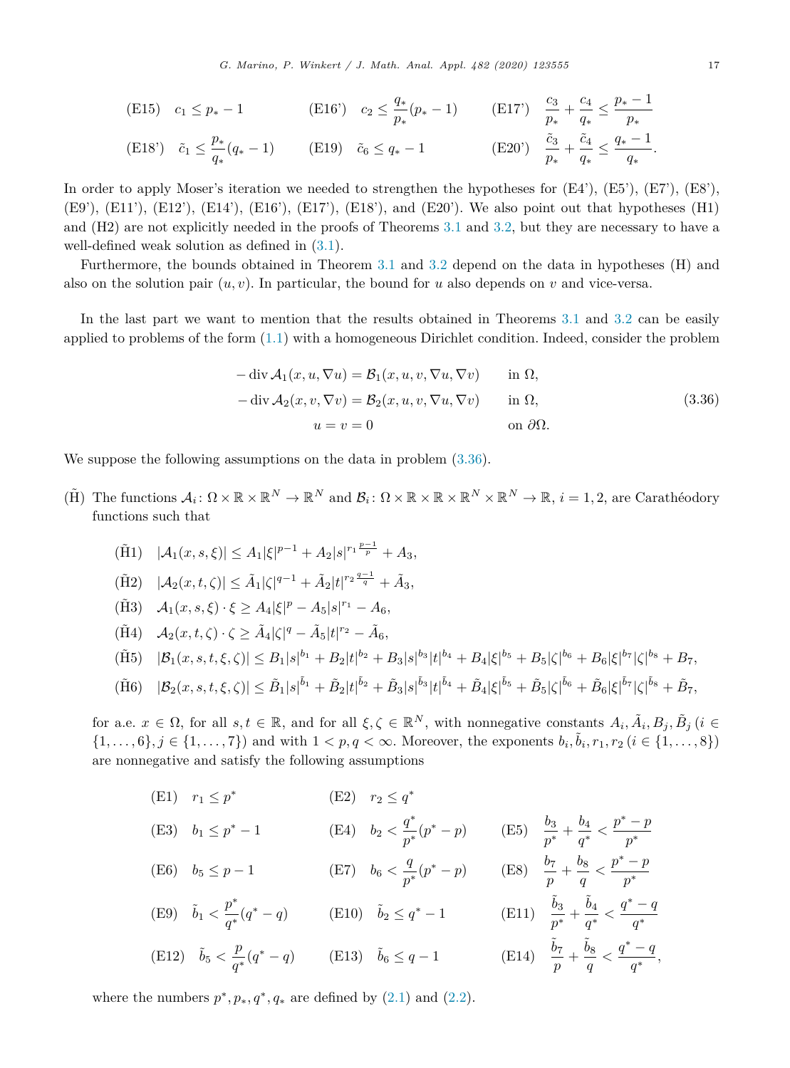(E15) $c_1 \leq p_* - 1$ (E16') $c_2 \leq \frac{q_*}{p_*}(p_* - 1)$ (E17') $\frac{c_3}{p_*} + \frac{c_4}{q_*} \leq \frac{p_* - 1}{p_*}$

(E18') $\tilde{c}_1 \leq \frac{p_*}{q_*}(q_* - 1)$ (E19) $\tilde{c}_6 \leq q_* - 1$ (E20') $\frac{\tilde{c}_3}{p_*} + \frac{\tilde{c}_4}{q_*} \leq \frac{q_* - 1}{q_*}$.

In order to apply Moser's iteration we needed to strengthen the hypotheses for (E4'), (E5'), (E7'), (E8'), (E9'), (E11'), (E12'), (E14'), (E16'), (E17'), (E18'), and (E20'). We also point out that hypotheses (H1) and (H2) are not explicitly needed in the proofs of Theorems 3.1 and 3.2, but they are necessary to have a well-defined weak solution as defined in (3.1).

Furthermore, the bounds obtained in Theorem 3.1 and 3.2 depend on the data in hypotheses (H) and also on the solution pair $(u, v)$. In particular, the bound for $u$ also depends on $v$ and vice-versa.

In the last part we want to mention that the results obtained in Theorems 3.1 and 3.2 can be easily applied to problems of the form (1.1) with a homogeneous Dirichlet condition. Indeed, consider the problem

$$
\begin{aligned}
-\operatorname{div} \mathcal{A}_1(x, u, \nabla u) &= \mathcal{B}_1(x, u, v, \nabla u, \nabla v) && \text{in } \Omega,\\
-\operatorname{div} \mathcal{A}_2(x, v, \nabla v) &= \mathcal{B}_2(x, u, v, \nabla u, \nabla v) && \text{in } \Omega,\\
u = v &= 0 && \text{on } \partial\Omega.
\end{aligned}
\tag{3.36}
$$

We suppose the following assumptions on the data in problem (3.36).

($\tilde{\text{H}}$) The functions $\mathcal{A}_i \colon \Omega \times \mathbb{R} \times \mathbb{R}^N \to \mathbb{R}^N$ and $\mathcal{B}_i \colon \Omega \times \mathbb{R} \times \mathbb{R} \times \mathbb{R}^N \times \mathbb{R}^N \to \mathbb{R}$, $i = 1, 2$, are Carathéodory functions such that

($\tilde{\text{H}}$1) $|\mathcal{A}_1(x, s, \xi)| \leq A_1|\xi|^{p-1} + A_2|s|^{r_1 \frac{p-1}{p}} + A_3$,

($\tilde{\text{H}}$2) $|\mathcal{A}_2(x, t, \zeta)| \leq \tilde{A}_1|\zeta|^{q-1} + \tilde{A}_2|t|^{r_2 \frac{q-1}{q}} + \tilde{A}_3$,

($\tilde{\text{H}}$3) $\mathcal{A}_1(x, s, \xi) \cdot \xi \geq A_4|\xi|^p - A_5|s|^{r_1} - A_6$,

($\tilde{\text{H}}$4) $\mathcal{A}_2(x, t, \zeta) \cdot \zeta \geq \tilde{A}_4|\zeta|^q - \tilde{A}_5|t|^{r_2} - \tilde{A}_6$,

($\tilde{\text{H}}$5) $|\mathcal{B}_1(x, s, t, \xi, \zeta)| \leq B_1|s|^{b_1} + B_2|t|^{b_2} + B_3|s|^{b_3}|t|^{b_4} + B_4|\xi|^{b_5} + B_5|\zeta|^{b_6} + B_6|\xi|^{b_7}|\zeta|^{b_8} + B_7$,

($\tilde{\text{H}}$6) $|\mathcal{B}_2(x, s, t, \xi, \zeta)| \leq \tilde{B}_1|s|^{\tilde{b}_1} + \tilde{B}_2|t|^{\tilde{b}_2} + \tilde{B}_3|s|^{\tilde{b}_3}|t|^{\tilde{b}_4} + \tilde{B}_4|\xi|^{\tilde{b}_5} + \tilde{B}_5|\zeta|^{\tilde{b}_6} + \tilde{B}_6|\xi|^{\tilde{b}_7}|\zeta|^{\tilde{b}_8} + \tilde{B}_7$,

for a.e. $x \in \Omega$, for all $s, t \in \mathbb{R}$, and for all $\xi, \zeta \in \mathbb{R}^N$, with nonnegative constants $A_i, \tilde{A}_i, B_j, \tilde{B}_j$ ($i \in \{1, \ldots, 6\}$, $j \in \{1, \ldots, 7\}$) and with $1 < p, q < \infty$. Moreover, the exponents $b_i, \tilde{b}_i, r_1, r_2$ ($i \in \{1, \ldots, 8\}$) are nonnegative and satisfy the following assumptions

(E1) $r_1 \leq p^*$ (E2) $r_2 \leq q^*$

(E3) $b_1 \leq p^* - 1$ (E4) $b_2 < \frac{q^*}{p^*}(p^* - p)$ (E5) $\frac{b_3}{p^*} + \frac{b_4}{q^*} < \frac{p^* - p}{p^*}$

(E6) $b_5 \leq p - 1$ (E7) $b_6 < \frac{q}{p^*}(p^* - p)$ (E8) $\frac{b_7}{p} + \frac{b_8}{q} < \frac{p^* - p}{p^*}$

(E9) $\tilde{b}_1 < \frac{p^*}{q^*}(q^* - q)$ (E10) $\tilde{b}_2 \leq q^* - 1$ (E11) $\frac{\tilde{b}_3}{p^*} + \frac{\tilde{b}_4}{q^*} < \frac{q^* - q}{q^*}$

(E12) $\tilde{b}_5 < \frac{p}{q^*}(q^* - q)$ (E13) $\tilde{b}_6 \leq q - 1$ (E14) $\frac{\tilde{b}_7}{p} + \frac{\tilde{b}_8}{q} < \frac{q^* - q}{q^*}$,

where the numbers $p^*, p_*, q^*, q_*$ are defined by (2.1) and (2.2).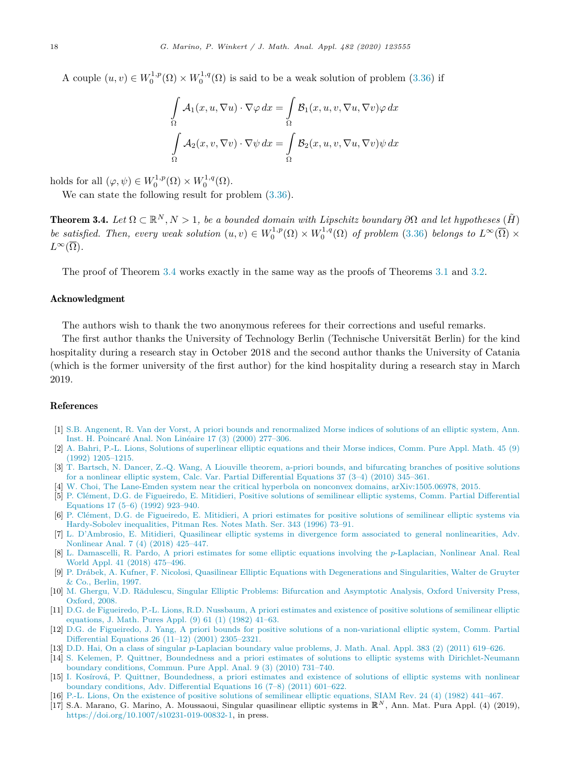A couple $(u, v) \in W_0^{1,p}(\Omega) \times W_0^{1,q}(\Omega)$ is said to be a weak solution of problem (3.36) if

$$
\begin{aligned}
\int_\Omega \mathcal{A}_1(x, u, \nabla u) \cdot \nabla \varphi \, dx &= \int_\Omega \mathcal{B}_1(x, u, v, \nabla u, \nabla v) \varphi \, dx \\
\int_\Omega \mathcal{A}_2(x, v, \nabla v) \cdot \nabla \psi \, dx &= \int_\Omega \mathcal{B}_2(x, u, v, \nabla u, \nabla v) \psi \, dx
\end{aligned}
$$

holds for all $(\varphi, \psi) \in W_0^{1,p}(\Omega) \times W_0^{1,q}(\Omega)$.

We can state the following result for problem (3.36).

**Theorem 3.4.** *Let $\Omega \subset \mathbb{R}^N$, $N > 1$, be a bounded domain with Lipschitz boundary $\partial\Omega$ and let hypotheses $(\tilde{H})$ be satisfied. Then, every weak solution $(u, v) \in W_0^{1,p}(\Omega) \times W_0^{1,q}(\Omega)$ of problem (3.36) belongs to $L^\infty(\overline{\Omega}) \times L^\infty(\overline{\Omega})$.*

The proof of Theorem 3.4 works exactly in the same way as the proofs of Theorems 3.1 and 3.2.

## Acknowledgment

The authors wish to thank the two anonymous referees for their corrections and useful remarks.

The first author thanks the University of Technology Berlin (Technische Universität Berlin) for the kind hospitality during a research stay in October 2018 and the second author thanks the University of Catania (which is the former university of the first author) for the kind hospitality during a research stay in March 2019.

## References

[1] S.B. Angenent, R. Van der Vorst, A priori bounds and renormalized Morse indices of solutions of an elliptic system, Ann. Inst. H. Poincaré Anal. Non Linéaire 17 (3) (2000) 277–306.

[2] A. Bahri, P.-L. Lions, Solutions of superlinear elliptic equations and their Morse indices, Comm. Pure Appl. Math. 45 (9) (1992) 1205–1215.

[3] T. Bartsch, N. Dancer, Z.-Q. Wang, A Liouville theorem, a-priori bounds, and bifurcating branches of positive solutions for a nonlinear elliptic system, Calc. Var. Partial Differential Equations 37 (3–4) (2010) 345–361.

[4] W. Choi, The Lane-Emden system near the critical hyperbola on nonconvex domains, arXiv:1505.06978, 2015.

[5] P. Clément, D.G. de Figueiredo, E. Mitidieri, Positive solutions of semilinear elliptic systems, Comm. Partial Differential Equations 17 (5–6) (1992) 923–940.

[6] P. Clément, D.G. de Figueiredo, E. Mitidieri, A priori estimates for positive solutions of semilinear elliptic systems via Hardy-Sobolev inequalities, Pitman Res. Notes Math. Ser. 343 (1996) 73–91.

[7] L. D'Ambrosio, E. Mitidieri, Quasilinear elliptic systems in divergence form associated to general nonlinearities, Adv. Nonlinear Anal. 7 (4) (2018) 425–447.

[8] L. Damascelli, R. Pardo, A priori estimates for some elliptic equations involving the $p$-Laplacian, Nonlinear Anal. Real World Appl. 41 (2018) 475–496.

[9] P. Drábek, A. Kufner, F. Nicolosi, Quasilinear Elliptic Equations with Degenerations and Singularities, Walter de Gruyter & Co., Berlin, 1997.

[10] M. Ghergu, V.D. Rădulescu, Singular Elliptic Problems: Bifurcation and Asymptotic Analysis, Oxford University Press, Oxford, 2008.

[11] D.G. de Figueiredo, P.-L. Lions, R.D. Nussbaum, A priori estimates and existence of positive solutions of semilinear elliptic equations, J. Math. Pures Appl. (9) 61 (1) (1982) 41–63.

[12] D.G. de Figueiredo, J. Yang, A priori bounds for positive solutions of a non-variational elliptic system, Comm. Partial Differential Equations 26 (11–12) (2001) 2305–2321.

[13] D.D. Hai, On a class of singular $p$-Laplacian boundary value problems, J. Math. Anal. Appl. 383 (2) (2011) 619–626.

[14] S. Kelemen, P. Quittner, Boundedness and a priori estimates of solutions to elliptic systems with Dirichlet-Neumann boundary conditions, Commun. Pure Appl. Anal. 9 (3) (2010) 731–740.

[15] I. Kosírová, P. Quittner, Boundedness, a priori estimates and existence of solutions of elliptic systems with nonlinear boundary conditions, Adv. Differential Equations 16 (7–8) (2011) 601–622.

[16] P.-L. Lions, On the existence of positive solutions of semilinear elliptic equations, SIAM Rev. 24 (4) (1982) 441–467.

[17] S.A. Marano, G. Marino, A. Moussaoui, Singular quasilinear elliptic systems in $\mathbb{R}^N$, Ann. Mat. Pura Appl. (4) (2019), https://doi.org/10.1007/s10231-019-00832-1, in press.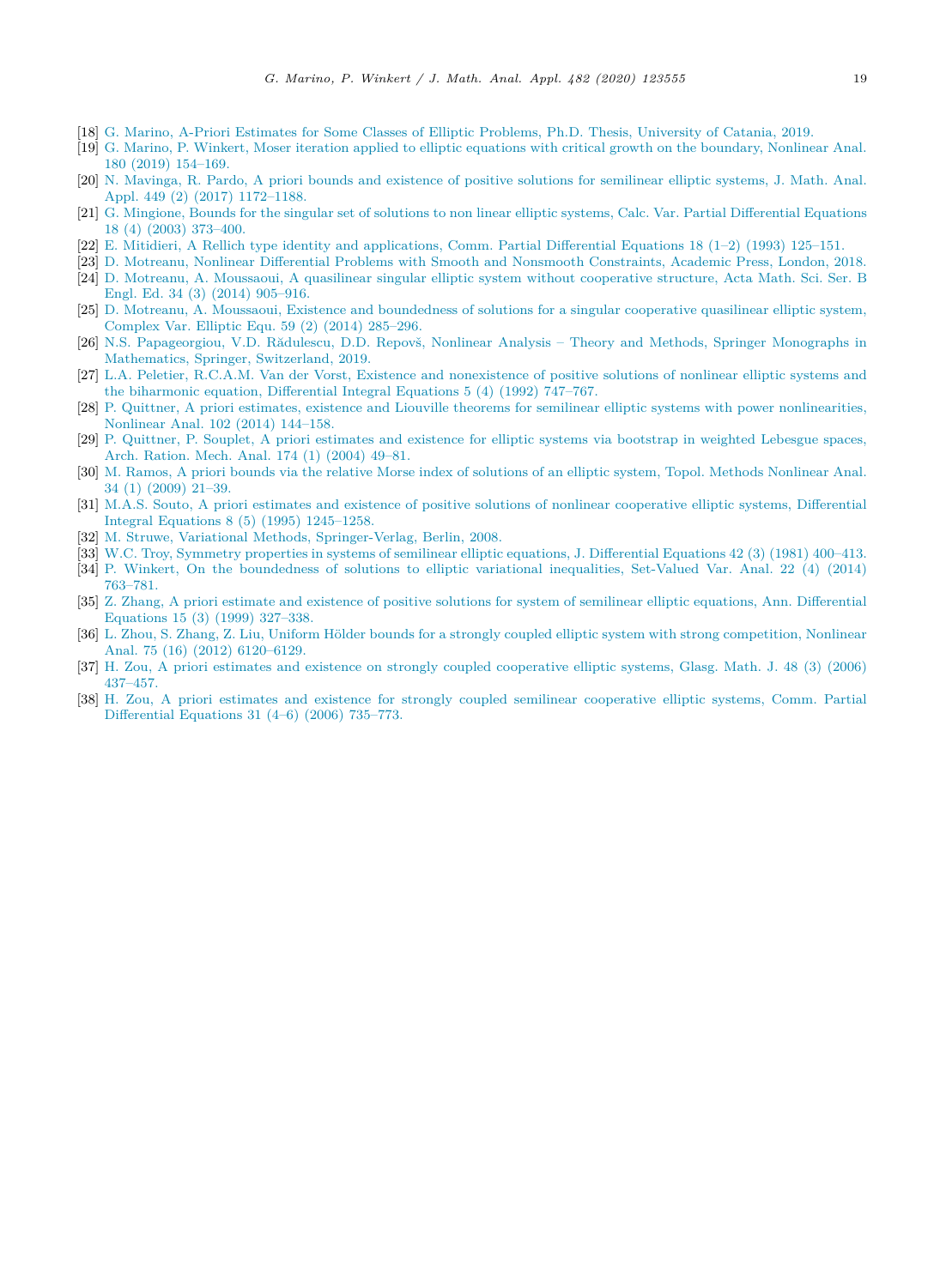[18] G. Marino, A-Priori Estimates for Some Classes of Elliptic Problems, Ph.D. Thesis, University of Catania, 2019.

[19] G. Marino, P. Winkert, Moser iteration applied to elliptic equations with critical growth on the boundary, Nonlinear Anal. 180 (2019) 154–169.

[20] N. Mavinga, R. Pardo, A priori bounds and existence of positive solutions for semilinear elliptic systems, J. Math. Anal. Appl. 449 (2) (2017) 1172–1188.

[21] G. Mingione, Bounds for the singular set of solutions to non linear elliptic systems, Calc. Var. Partial Differential Equations 18 (4) (2003) 373–400.

[22] E. Mitidieri, A Rellich type identity and applications, Comm. Partial Differential Equations 18 (1–2) (1993) 125–151.

[23] D. Motreanu, Nonlinear Differential Problems with Smooth and Nonsmooth Constraints, Academic Press, London, 2018.

[24] D. Motreanu, A. Moussaoui, A quasilinear singular elliptic system without cooperative structure, Acta Math. Sci. Ser. B Engl. Ed. 34 (3) (2014) 905–916.

[25] D. Motreanu, A. Moussaoui, Existence and boundedness of solutions for a singular cooperative quasilinear elliptic system, Complex Var. Elliptic Equ. 59 (2) (2014) 285–296.

[26] N.S. Papageorgiou, V.D. Rădulescu, D.D. Repovš, Nonlinear Analysis – Theory and Methods, Springer Monographs in Mathematics, Springer, Switzerland, 2019.

[27] L.A. Peletier, R.C.A.M. Van der Vorst, Existence and nonexistence of positive solutions of nonlinear elliptic systems and the biharmonic equation, Differential Integral Equations 5 (4) (1992) 747–767.

[28] P. Quittner, A priori estimates, existence and Liouville theorems for semilinear elliptic systems with power nonlinearities, Nonlinear Anal. 102 (2014) 144–158.

[29] P. Quittner, P. Souplet, A priori estimates and existence for elliptic systems via bootstrap in weighted Lebesgue spaces, Arch. Ration. Mech. Anal. 174 (1) (2004) 49–81.

[30] M. Ramos, A priori bounds via the relative Morse index of solutions of an elliptic system, Topol. Methods Nonlinear Anal. 34 (1) (2009) 21–39.

[31] M.A.S. Souto, A priori estimates and existence of positive solutions of nonlinear cooperative elliptic systems, Differential Integral Equations 8 (5) (1995) 1245–1258.

[32] M. Struwe, Variational Methods, Springer-Verlag, Berlin, 2008.

[33] W.C. Troy, Symmetry properties in systems of semilinear elliptic equations, J. Differential Equations 42 (3) (1981) 400–413.

[34] P. Winkert, On the boundedness of solutions to elliptic variational inequalities, Set-Valued Var. Anal. 22 (4) (2014) 763–781.

[35] Z. Zhang, A priori estimate and existence of positive solutions for system of semilinear elliptic equations, Ann. Differential Equations 15 (3) (1999) 327–338.

[36] L. Zhou, S. Zhang, Z. Liu, Uniform Hölder bounds for a strongly coupled elliptic system with strong competition, Nonlinear Anal. 75 (16) (2012) 6120–6129.

[37] H. Zou, A priori estimates and existence on strongly coupled cooperative elliptic systems, Glasg. Math. J. 48 (3) (2006) 437–457.

[38] H. Zou, A priori estimates and existence for strongly coupled semilinear cooperative elliptic systems, Comm. Partial Differential Equations 31 (4–6) (2006) 735–773.